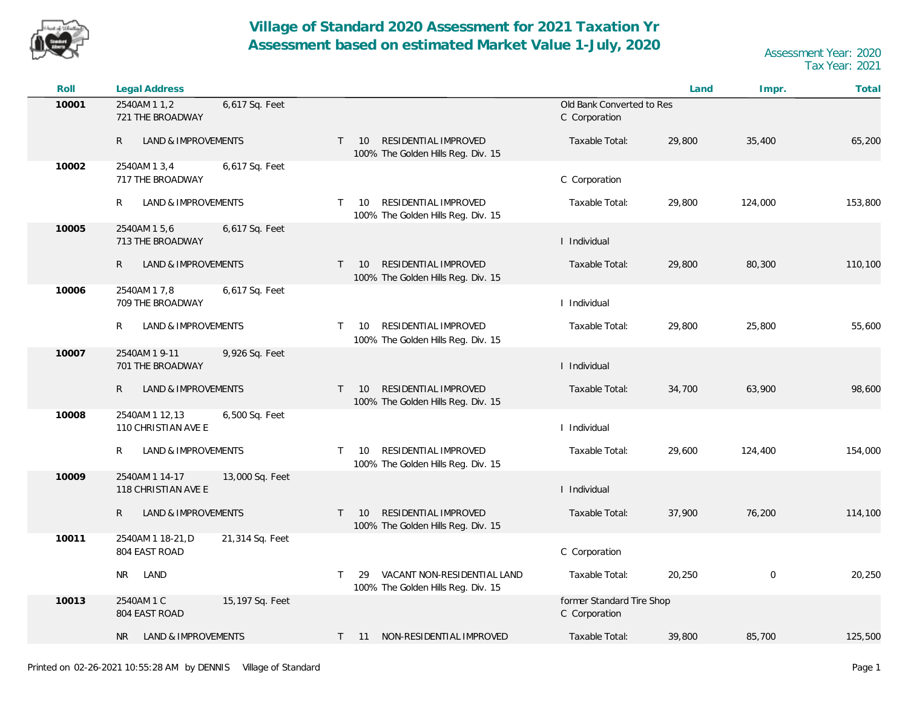# Village of Standard 2020 Assessment for 2021 Taxation Yr
## Assessment based on estimated Market Value 1-July, 2020

Assessment Year: 2020
Tax Year: 2021

| Roll | Legal Address | | | | | Land | Impr. | Total |
|---|---|---|---|---|---|---|---|---|
| **10001** | 2540AM 1 1,2 / 721 THE BROADWAY | 6,617 Sq. Feet | | | Old Bank Converted to Res / C Corporation | | | |
| | R LAND & IMPROVEMENTS | | T | 10 RESIDENTIAL IMPROVED / 100% The Golden Hills Reg. Div. 15 | Taxable Total: | 29,800 | 35,400 | 65,200 |
| **10002** | 2540AM 1 3,4 / 717 THE BROADWAY | 6,617 Sq. Feet | | | C Corporation | | | |
| | R LAND & IMPROVEMENTS | | T | 10 RESIDENTIAL IMPROVED / 100% The Golden Hills Reg. Div. 15 | Taxable Total: | 29,800 | 124,000 | 153,800 |
| **10005** | 2540AM 1 5,6 / 713 THE BROADWAY | 6,617 Sq. Feet | | | I Individual | | | |
| | R LAND & IMPROVEMENTS | | T | 10 RESIDENTIAL IMPROVED / 100% The Golden Hills Reg. Div. 15 | Taxable Total: | 29,800 | 80,300 | 110,100 |
| **10006** | 2540AM 1 7,8 / 709 THE BROADWAY | 6,617 Sq. Feet | | | I Individual | | | |
| | R LAND & IMPROVEMENTS | | T | 10 RESIDENTIAL IMPROVED / 100% The Golden Hills Reg. Div. 15 | Taxable Total: | 29,800 | 25,800 | 55,600 |
| **10007** | 2540AM 1 9-11 / 701 THE BROADWAY | 9,926 Sq. Feet | | | I Individual | | | |
| | R LAND & IMPROVEMENTS | | T | 10 RESIDENTIAL IMPROVED / 100% The Golden Hills Reg. Div. 15 | Taxable Total: | 34,700 | 63,900 | 98,600 |
| **10008** | 2540AM 1 12,13 / 110 CHRISTIAN AVE E | 6,500 Sq. Feet | | | I Individual | | | |
| | R LAND & IMPROVEMENTS | | T | 10 RESIDENTIAL IMPROVED / 100% The Golden Hills Reg. Div. 15 | Taxable Total: | 29,600 | 124,400 | 154,000 |
| **10009** | 2540AM 1 14-17 / 118 CHRISTIAN AVE E | 13,000 Sq. Feet | | | I Individual | | | |
| | R LAND & IMPROVEMENTS | | T | 10 RESIDENTIAL IMPROVED / 100% The Golden Hills Reg. Div. 15 | Taxable Total: | 37,900 | 76,200 | 114,100 |
| **10011** | 2540AM 1 18-21,D / 804 EAST ROAD | 21,314 Sq. Feet | | | C Corporation | | | |
| | NR LAND | | T | 29 VACANT NON-RESIDENTIAL LAND / 100% The Golden Hills Reg. Div. 15 | Taxable Total: | 20,250 | 0 | 20,250 |
| **10013** | 2540AM 1 C / 804 EAST ROAD | 15,197 Sq. Feet | | | former Standard Tire Shop / C Corporation | | | |
| | NR LAND & IMPROVEMENTS | | T | 11 NON-RESIDENTIAL IMPROVED | Taxable Total: | 39,800 | 85,700 | 125,500 |

Printed on 02-26-2021 10:55:28 AM by DENNIS Village of Standard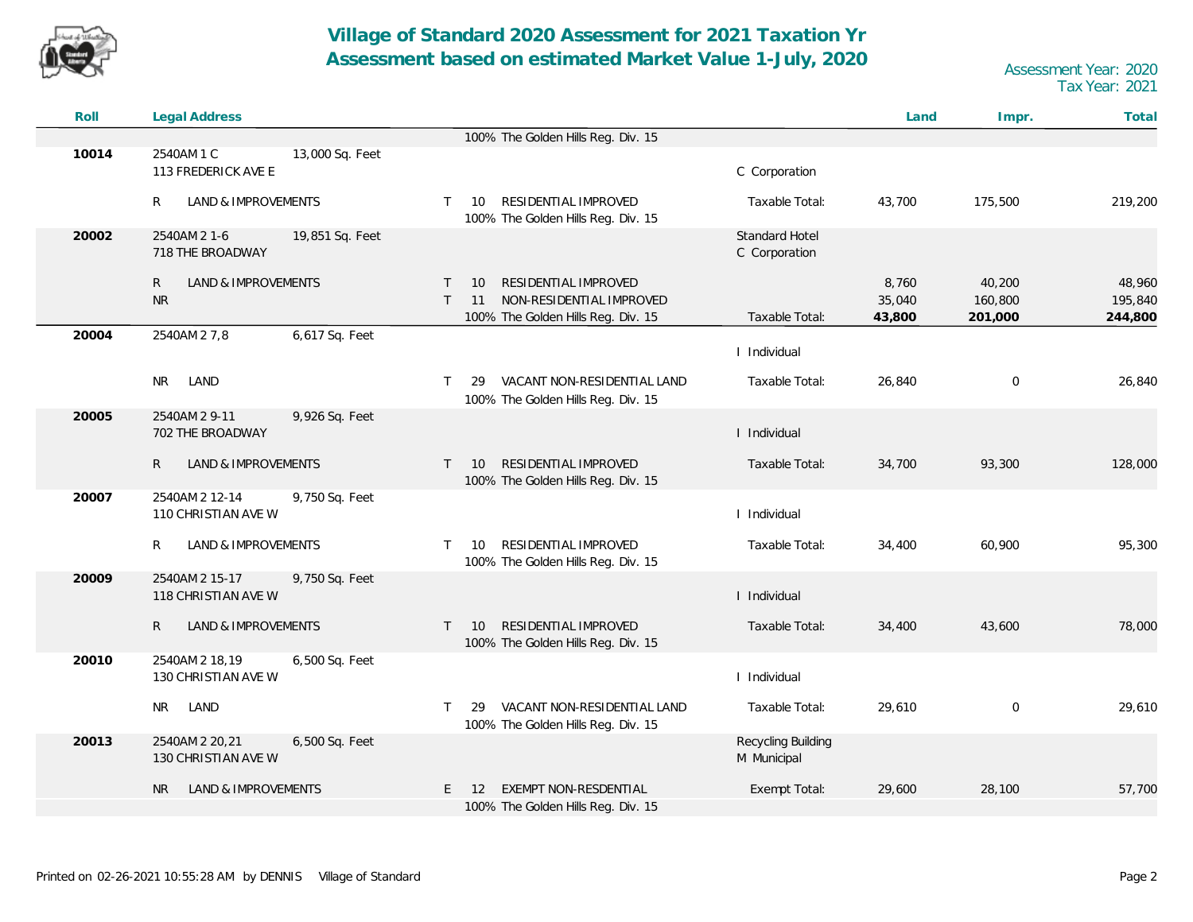# Village of Standard 2020 Assessment for 2021 Taxation Yr
# Assessment based on estimated Market Value 1-July, 2020

Assessment Year: 2020
Tax Year: 2021

| Roll | Legal Address | | Class | Description | Owner | Taxable Status | Land | Impr. | Total |
|---|---|---|---|---|---|---|---|---|---|
| | | | | 100% The Golden Hills Reg. Div. 15 | | | | | |
| 10014 | 2540AM 1 C<br>113 FREDERICK AVE E | 13,000 Sq. Feet | | | C Corporation | | | | |
| | R LAND & IMPROVEMENTS | | T 10 | RESIDENTIAL IMPROVED<br>100% The Golden Hills Reg. Div. 15 | | Taxable Total: | 43,700 | 175,500 | 219,200 |
| 20002 | 2540AM 2 1-6<br>718 THE BROADWAY | 19,851 Sq. Feet | | | Standard Hotel<br>C Corporation | | | | |
| | R LAND & IMPROVEMENTS | | T 10 | RESIDENTIAL IMPROVED | | | 8,760 | 40,200 | 48,960 |
| | NR | | T 11 | NON-RESIDENTIAL IMPROVED | | | 35,040 | 160,800 | 195,840 |
| | | | | 100% The Golden Hills Reg. Div. 15 | | Taxable Total: | **43,800** | **201,000** | **244,800** |
| 20004 | 2540AM 2 7,8 | 6,617 Sq. Feet | | | I Individual | | | | |
| | NR LAND | | T 29 | VACANT NON-RESIDENTIAL LAND<br>100% The Golden Hills Reg. Div. 15 | | Taxable Total: | 26,840 | 0 | 26,840 |
| 20005 | 2540AM 2 9-11<br>702 THE BROADWAY | 9,926 Sq. Feet | | | I Individual | | | | |
| | R LAND & IMPROVEMENTS | | T 10 | RESIDENTIAL IMPROVED<br>100% The Golden Hills Reg. Div. 15 | | Taxable Total: | 34,700 | 93,300 | 128,000 |
| 20007 | 2540AM 2 12-14<br>110 CHRISTIAN AVE W | 9,750 Sq. Feet | | | I Individual | | | | |
| | R LAND & IMPROVEMENTS | | T 10 | RESIDENTIAL IMPROVED<br>100% The Golden Hills Reg. Div. 15 | | Taxable Total: | 34,400 | 60,900 | 95,300 |
| 20009 | 2540AM 2 15-17<br>118 CHRISTIAN AVE W | 9,750 Sq. Feet | | | I Individual | | | | |
| | R LAND & IMPROVEMENTS | | T 10 | RESIDENTIAL IMPROVED<br>100% The Golden Hills Reg. Div. 15 | | Taxable Total: | 34,400 | 43,600 | 78,000 |
| 20010 | 2540AM 2 18,19<br>130 CHRISTIAN AVE W | 6,500 Sq. Feet | | | I Individual | | | | |
| | NR LAND | | T 29 | VACANT NON-RESIDENTIAL LAND<br>100% The Golden Hills Reg. Div. 15 | | Taxable Total: | 29,610 | 0 | 29,610 |
| 20013 | 2540AM 2 20,21<br>130 CHRISTIAN AVE W | 6,500 Sq. Feet | | | Recycling Building<br>M Municipal | | | | |
| | NR LAND & IMPROVEMENTS | | E 12 | EXEMPT NON-RESDENTIAL<br>100% The Golden Hills Reg. Div. 15 | | Exempt Total: | 29,600 | 28,100 | 57,700 |

Printed on 02-26-2021 10:55:28 AM by DENNIS Village of Standard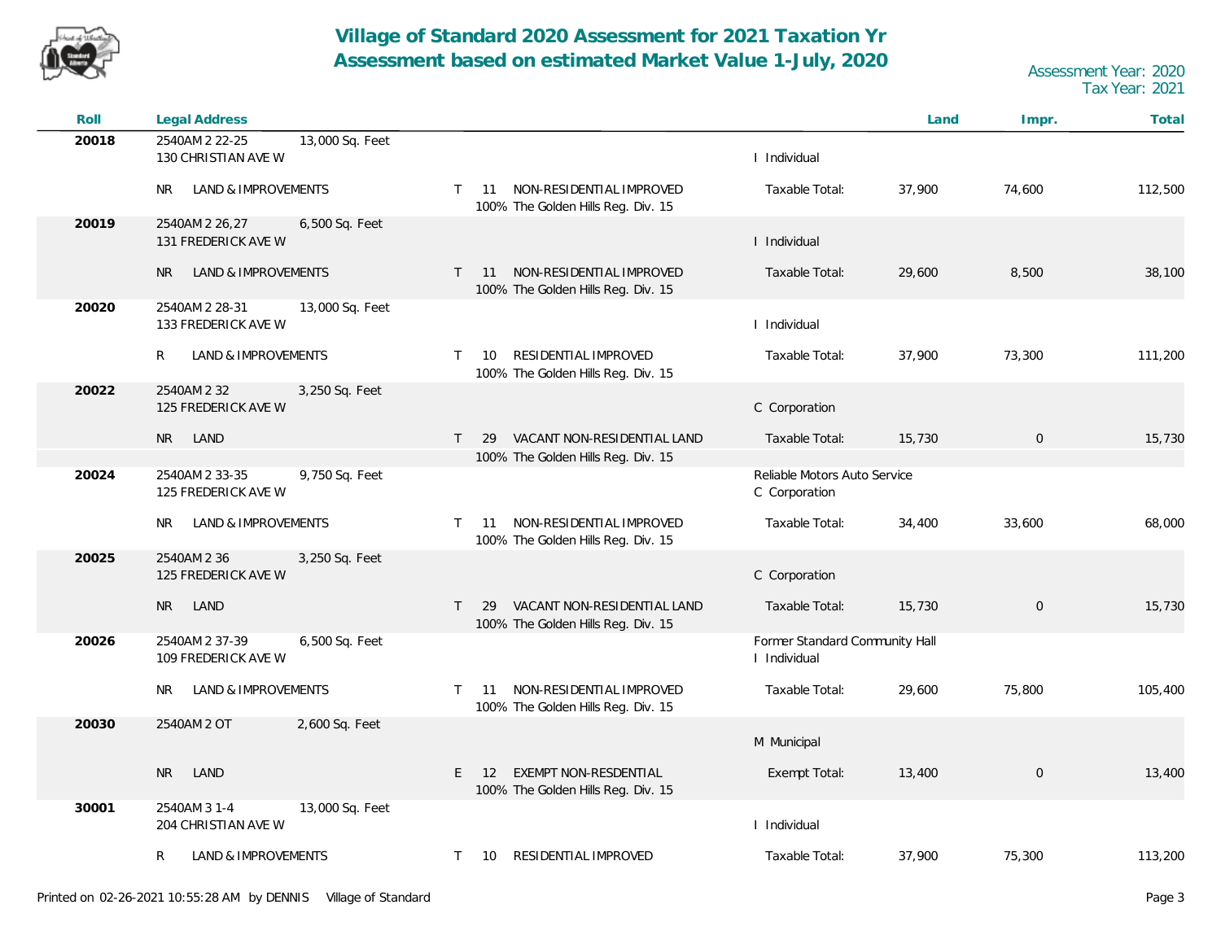# Village of Standard 2020 Assessment for 2021 Taxation Yr
## Assessment based on estimated Market Value 1-July, 2020

Assessment Year: 2020
Tax Year: 2021

| Roll | Legal Address | Area | | Class | | Owner / Total Type | Land | Impr. | Total |
|---|---|---|---|---|---|---|---|---|---|
| 20018 | 2540AM 2 22-25<br>130 CHRISTIAN AVE W | 13,000 Sq. Feet | | | | I Individual | | | |
| | NR LAND & IMPROVEMENTS | | T | 11 | NON-RESIDENTIAL IMPROVED<br>100% The Golden Hills Reg. Div. 15 | Taxable Total: | 37,900 | 74,600 | 112,500 |
| 20019 | 2540AM 2 26,27<br>131 FREDERICK AVE W | 6,500 Sq. Feet | | | | I Individual | | | |
| | NR LAND & IMPROVEMENTS | | T | 11 | NON-RESIDENTIAL IMPROVED<br>100% The Golden Hills Reg. Div. 15 | Taxable Total: | 29,600 | 8,500 | 38,100 |
| 20020 | 2540AM 2 28-31<br>133 FREDERICK AVE W | 13,000 Sq. Feet | | | | I Individual | | | |
| | R LAND & IMPROVEMENTS | | T | 10 | RESIDENTIAL IMPROVED<br>100% The Golden Hills Reg. Div. 15 | Taxable Total: | 37,900 | 73,300 | 111,200 |
| 20022 | 2540AM 2 32<br>125 FREDERICK AVE W | 3,250 Sq. Feet | | | | C Corporation | | | |
| | NR LAND | | T | 29 | VACANT NON-RESIDENTIAL LAND<br>100% The Golden Hills Reg. Div. 15 | Taxable Total: | 15,730 | 0 | 15,730 |
| 20024 | 2540AM 2 33-35<br>125 FREDERICK AVE W | 9,750 Sq. Feet | | | | Reliable Motors Auto Service<br>C Corporation | | | |
| | NR LAND & IMPROVEMENTS | | T | 11 | NON-RESIDENTIAL IMPROVED<br>100% The Golden Hills Reg. Div. 15 | Taxable Total: | 34,400 | 33,600 | 68,000 |
| 20025 | 2540AM 2 36<br>125 FREDERICK AVE W | 3,250 Sq. Feet | | | | C Corporation | | | |
| | NR LAND | | T | 29 | VACANT NON-RESIDENTIAL LAND<br>100% The Golden Hills Reg. Div. 15 | Taxable Total: | 15,730 | 0 | 15,730 |
| 20026 | 2540AM 2 37-39<br>109 FREDERICK AVE W | 6,500 Sq. Feet | | | | Former Standard Community Hall<br>I Individual | | | |
| | NR LAND & IMPROVEMENTS | | T | 11 | NON-RESIDENTIAL IMPROVED<br>100% The Golden Hills Reg. Div. 15 | Taxable Total: | 29,600 | 75,800 | 105,400 |
| 20030 | 2540AM 2 OT | 2,600 Sq. Feet | | | | M Municipal | | | |
| | NR LAND | | E | 12 | EXEMPT NON-RESDENTIAL<br>100% The Golden Hills Reg. Div. 15 | Exempt Total: | 13,400 | 0 | 13,400 |
| 30001 | 2540AM 3 1-4<br>204 CHRISTIAN AVE W | 13,000 Sq. Feet | | | | I Individual | | | |
| | R LAND & IMPROVEMENTS | | T | 10 | RESIDENTIAL IMPROVED | Taxable Total: | 37,900 | 75,300 | 113,200 |

Printed on 02-26-2021 10:55:28 AM by DENNIS Village of Standard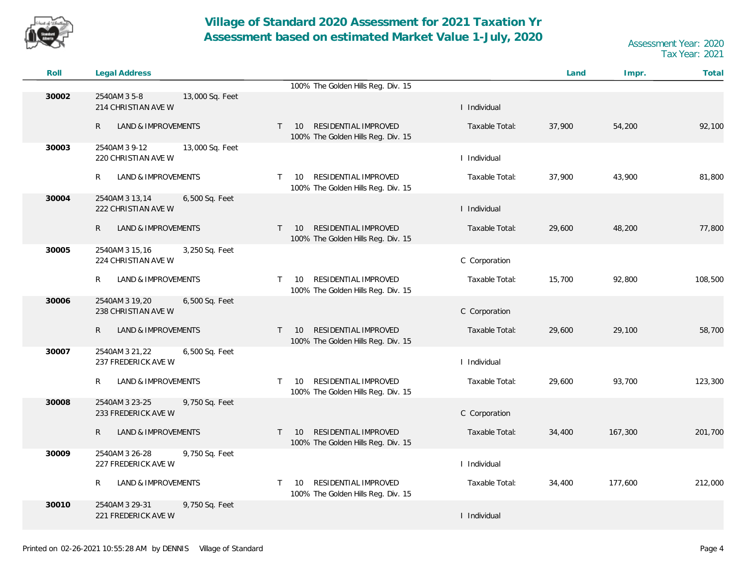# Village of Standard 2020 Assessment for 2021 Taxation Yr
# Assessment based on estimated Market Value 1-July, 2020

Assessment Year: 2020
Tax Year: 2021

| Roll | Legal Address | | | | | Land | Impr. | Total |
|---|---|---|---|---|---|---|---|---|
| | | | | 100% The Golden Hills Reg. Div. 15 | | | | |
| 30002 | 2540AM 3 5-8 214 CHRISTIAN AVE W | 13,000 Sq. Feet | | | I Individual | | | |
| | R LAND & IMPROVEMENTS | | T 10 | RESIDENTIAL IMPROVED 100% The Golden Hills Reg. Div. 15 | Taxable Total: | 37,900 | 54,200 | 92,100 |
| 30003 | 2540AM 3 9-12 220 CHRISTIAN AVE W | 13,000 Sq. Feet | | | I Individual | | | |
| | R LAND & IMPROVEMENTS | | T 10 | RESIDENTIAL IMPROVED 100% The Golden Hills Reg. Div. 15 | Taxable Total: | 37,900 | 43,900 | 81,800 |
| 30004 | 2540AM 3 13,14 222 CHRISTIAN AVE W | 6,500 Sq. Feet | | | I Individual | | | |
| | R LAND & IMPROVEMENTS | | T 10 | RESIDENTIAL IMPROVED 100% The Golden Hills Reg. Div. 15 | Taxable Total: | 29,600 | 48,200 | 77,800 |
| 30005 | 2540AM 3 15,16 224 CHRISTIAN AVE W | 3,250 Sq. Feet | | | C Corporation | | | |
| | R LAND & IMPROVEMENTS | | T 10 | RESIDENTIAL IMPROVED 100% The Golden Hills Reg. Div. 15 | Taxable Total: | 15,700 | 92,800 | 108,500 |
| 30006 | 2540AM 3 19,20 238 CHRISTIAN AVE W | 6,500 Sq. Feet | | | C Corporation | | | |
| | R LAND & IMPROVEMENTS | | T 10 | RESIDENTIAL IMPROVED 100% The Golden Hills Reg. Div. 15 | Taxable Total: | 29,600 | 29,100 | 58,700 |
| 30007 | 2540AM 3 21,22 237 FREDERICK AVE W | 6,500 Sq. Feet | | | I Individual | | | |
| | R LAND & IMPROVEMENTS | | T 10 | RESIDENTIAL IMPROVED 100% The Golden Hills Reg. Div. 15 | Taxable Total: | 29,600 | 93,700 | 123,300 |
| 30008 | 2540AM 3 23-25 233 FREDERICK AVE W | 9,750 Sq. Feet | | | C Corporation | | | |
| | R LAND & IMPROVEMENTS | | T 10 | RESIDENTIAL IMPROVED 100% The Golden Hills Reg. Div. 15 | Taxable Total: | 34,400 | 167,300 | 201,700 |
| 30009 | 2540AM 3 26-28 227 FREDERICK AVE W | 9,750 Sq. Feet | | | I Individual | | | |
| | R LAND & IMPROVEMENTS | | T 10 | RESIDENTIAL IMPROVED 100% The Golden Hills Reg. Div. 15 | Taxable Total: | 34,400 | 177,600 | 212,000 |
| 30010 | 2540AM 3 29-31 221 FREDERICK AVE W | 9,750 Sq. Feet | | | I Individual | | | |

Printed on 02-26-2021 10:55:28 AM by DENNIS Village of Standard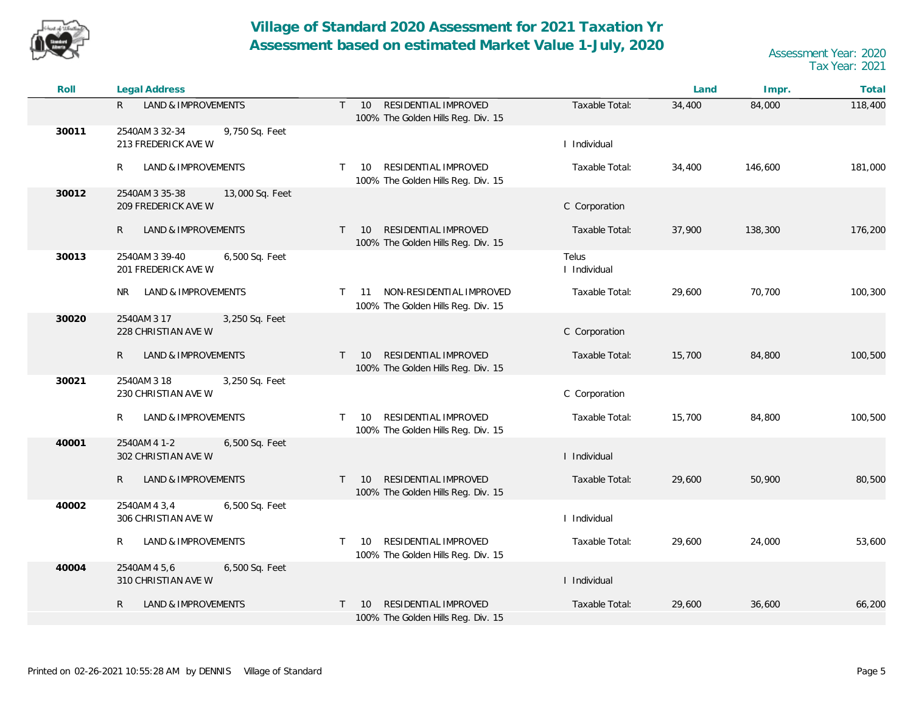# Village of Standard 2020 Assessment for 2021 Taxation Yr
# Assessment based on estimated Market Value 1-July, 2020

Assessment Year: 2020
Tax Year: 2021

| Roll | Legal Address | | | | | Land | Impr. | Total |
|---|---|---|---|---|---|---|---|---|
| | R LAND & IMPROVEMENTS | | T 10 RESIDENTIAL IMPROVED 100% The Golden Hills Reg. Div. 15 | | Taxable Total: | 34,400 | 84,000 | 118,400 |
| 30011 | 2540AM 3 32-34 213 FREDERICK AVE W | 9,750 Sq. Feet | | I Individual | | | | |
| | R LAND & IMPROVEMENTS | | T 10 RESIDENTIAL IMPROVED 100% The Golden Hills Reg. Div. 15 | | Taxable Total: | 34,400 | 146,600 | 181,000 |
| 30012 | 2540AM 3 35-38 209 FREDERICK AVE W | 13,000 Sq. Feet | | C Corporation | | | | |
| | R LAND & IMPROVEMENTS | | T 10 RESIDENTIAL IMPROVED 100% The Golden Hills Reg. Div. 15 | | Taxable Total: | 37,900 | 138,300 | 176,200 |
| 30013 | 2540AM 3 39-40 201 FREDERICK AVE W | 6,500 Sq. Feet | | Telus I Individual | | | | |
| | NR LAND & IMPROVEMENTS | | T 11 NON-RESIDENTIAL IMPROVED 100% The Golden Hills Reg. Div. 15 | | Taxable Total: | 29,600 | 70,700 | 100,300 |
| 30020 | 2540AM 3 17 228 CHRISTIAN AVE W | 3,250 Sq. Feet | | C Corporation | | | | |
| | R LAND & IMPROVEMENTS | | T 10 RESIDENTIAL IMPROVED 100% The Golden Hills Reg. Div. 15 | | Taxable Total: | 15,700 | 84,800 | 100,500 |
| 30021 | 2540AM 3 18 230 CHRISTIAN AVE W | 3,250 Sq. Feet | | C Corporation | | | | |
| | R LAND & IMPROVEMENTS | | T 10 RESIDENTIAL IMPROVED 100% The Golden Hills Reg. Div. 15 | | Taxable Total: | 15,700 | 84,800 | 100,500 |
| 40001 | 2540AM 4 1-2 302 CHRISTIAN AVE W | 6,500 Sq. Feet | | I Individual | | | | |
| | R LAND & IMPROVEMENTS | | T 10 RESIDENTIAL IMPROVED 100% The Golden Hills Reg. Div. 15 | | Taxable Total: | 29,600 | 50,900 | 80,500 |
| 40002 | 2540AM 4 3,4 306 CHRISTIAN AVE W | 6,500 Sq. Feet | | I Individual | | | | |
| | R LAND & IMPROVEMENTS | | T 10 RESIDENTIAL IMPROVED 100% The Golden Hills Reg. Div. 15 | | Taxable Total: | 29,600 | 24,000 | 53,600 |
| 40004 | 2540AM 4 5,6 310 CHRISTIAN AVE W | 6,500 Sq. Feet | | I Individual | | | | |
| | R LAND & IMPROVEMENTS | | T 10 RESIDENTIAL IMPROVED 100% The Golden Hills Reg. Div. 15 | | Taxable Total: | 29,600 | 36,600 | 66,200 |

Printed on 02-26-2021 10:55:28 AM by DENNIS Village of Standard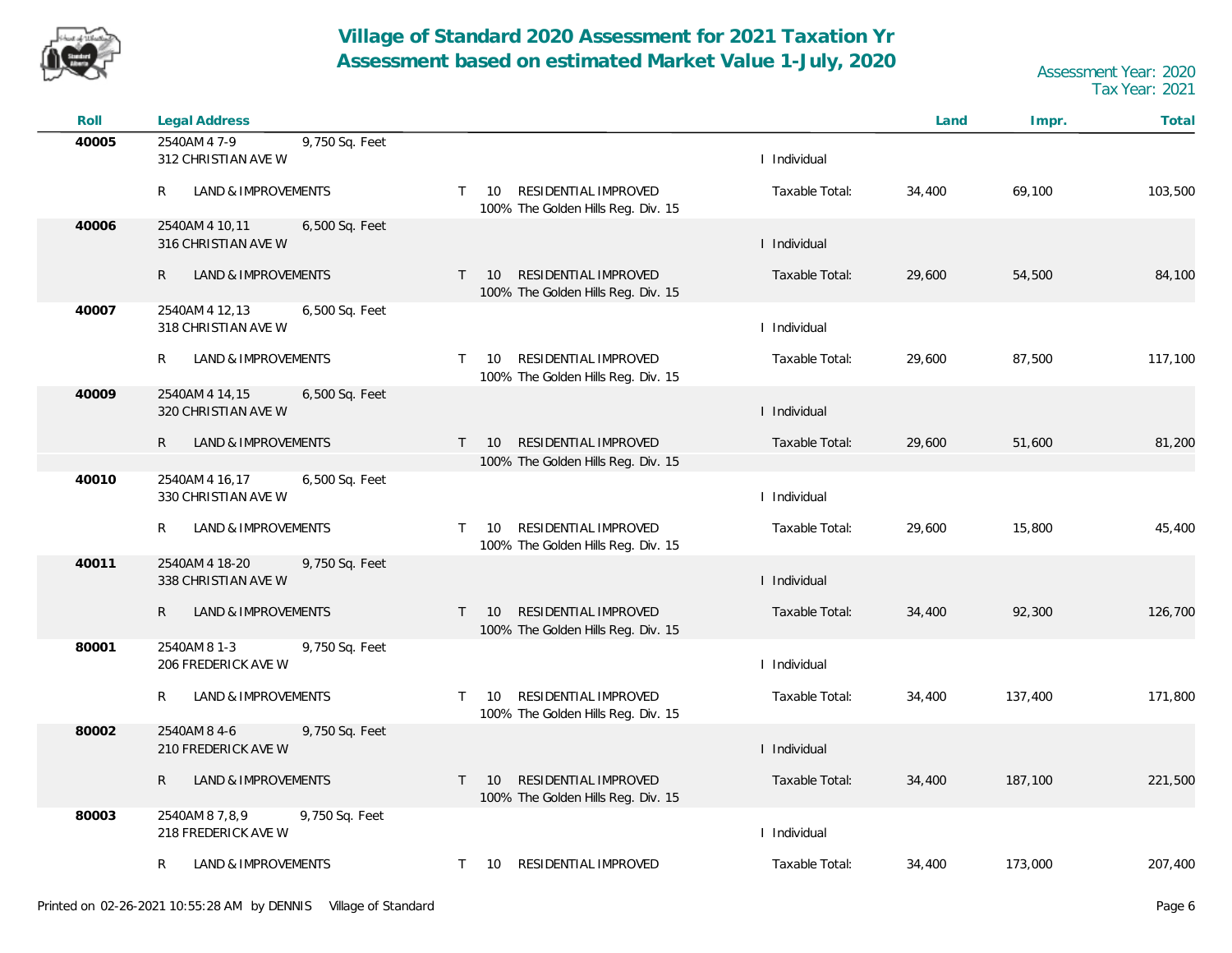# Village of Standard 2020 Assessment for 2021 Taxation Yr
# Assessment based on estimated Market Value 1-July, 2020

Assessment Year: 2020
Tax Year: 2021

| Roll | Legal Address | | | | Land | Impr. | Total |
|---|---|---|---|---|---|---|---|
| 40005 | 2540AM 4 7-9 9,750 Sq. Feet<br>312 CHRISTIAN AVE W | | | I Individual | | | |
| | R LAND & IMPROVEMENTS | T 10 RESIDENTIAL IMPROVED<br>100% The Golden Hills Reg. Div. 15 | | Taxable Total: | 34,400 | 69,100 | 103,500 |
| 40006 | 2540AM 4 10,11 6,500 Sq. Feet<br>316 CHRISTIAN AVE W | | | I Individual | | | |
| | R LAND & IMPROVEMENTS | T 10 RESIDENTIAL IMPROVED<br>100% The Golden Hills Reg. Div. 15 | | Taxable Total: | 29,600 | 54,500 | 84,100 |
| 40007 | 2540AM 4 12,13 6,500 Sq. Feet<br>318 CHRISTIAN AVE W | | | I Individual | | | |
| | R LAND & IMPROVEMENTS | T 10 RESIDENTIAL IMPROVED<br>100% The Golden Hills Reg. Div. 15 | | Taxable Total: | 29,600 | 87,500 | 117,100 |
| 40009 | 2540AM 4 14,15 6,500 Sq. Feet<br>320 CHRISTIAN AVE W | | | I Individual | | | |
| | R LAND & IMPROVEMENTS | T 10 RESIDENTIAL IMPROVED<br>100% The Golden Hills Reg. Div. 15 | | Taxable Total: | 29,600 | 51,600 | 81,200 |
| 40010 | 2540AM 4 16,17 6,500 Sq. Feet<br>330 CHRISTIAN AVE W | | | I Individual | | | |
| | R LAND & IMPROVEMENTS | T 10 RESIDENTIAL IMPROVED<br>100% The Golden Hills Reg. Div. 15 | | Taxable Total: | 29,600 | 15,800 | 45,400 |
| 40011 | 2540AM 4 18-20 9,750 Sq. Feet<br>338 CHRISTIAN AVE W | | | I Individual | | | |
| | R LAND & IMPROVEMENTS | T 10 RESIDENTIAL IMPROVED<br>100% The Golden Hills Reg. Div. 15 | | Taxable Total: | 34,400 | 92,300 | 126,700 |
| 80001 | 2540AM 8 1-3 9,750 Sq. Feet<br>206 FREDERICK AVE W | | | I Individual | | | |
| | R LAND & IMPROVEMENTS | T 10 RESIDENTIAL IMPROVED<br>100% The Golden Hills Reg. Div. 15 | | Taxable Total: | 34,400 | 137,400 | 171,800 |
| 80002 | 2540AM 8 4-6 9,750 Sq. Feet<br>210 FREDERICK AVE W | | | I Individual | | | |
| | R LAND & IMPROVEMENTS | T 10 RESIDENTIAL IMPROVED<br>100% The Golden Hills Reg. Div. 15 | | Taxable Total: | 34,400 | 187,100 | 221,500 |
| 80003 | 2540AM 8 7,8,9 9,750 Sq. Feet<br>218 FREDERICK AVE W | | | I Individual | | | |
| | R LAND & IMPROVEMENTS | T 10 RESIDENTIAL IMPROVED | | Taxable Total: | 34,400 | 173,000 | 207,400 |

Printed on 02-26-2021 10:55:28 AM by DENNIS Village of Standard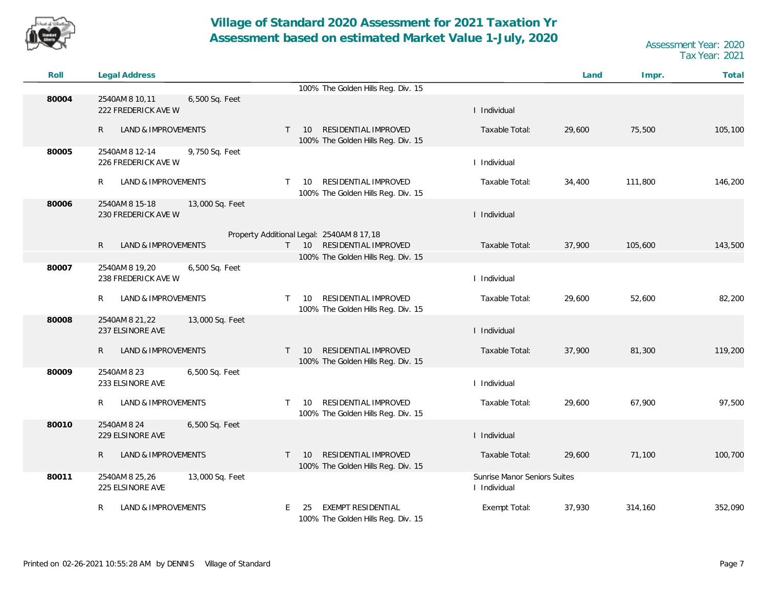# Village of Standard 2020 Assessment for 2021 Taxation Yr
## Assessment based on estimated Market Value 1-July, 2020

Assessment Year: 2020
Tax Year: 2021

| Roll | Legal Address | | | | Land | Impr. | Total |
|---|---|---|---|---|---|---|---|
| | | | 100% The Golden Hills Reg. Div. 15 | | | | |
| 80004 | 2540AM 8 10,11<br>222 FREDERICK AVE W | 6,500 Sq. Feet | | I Individual | | | |
| | R LAND & IMPROVEMENTS | | T 10 RESIDENTIAL IMPROVED<br>100% The Golden Hills Reg. Div. 15 | Taxable Total: | 29,600 | 75,500 | 105,100 |
| 80005 | 2540AM 8 12-14<br>226 FREDERICK AVE W | 9,750 Sq. Feet | | I Individual | | | |
| | R LAND & IMPROVEMENTS | | T 10 RESIDENTIAL IMPROVED<br>100% The Golden Hills Reg. Div. 15 | Taxable Total: | 34,400 | 111,800 | 146,200 |
| 80006 | 2540AM 8 15-18<br>230 FREDERICK AVE W | 13,000 Sq. Feet | | I Individual | | | |
| | | | Property Additional Legal: 2540AM 8 17,18 | | | | |
| | R LAND & IMPROVEMENTS | | T 10 RESIDENTIAL IMPROVED<br>100% The Golden Hills Reg. Div. 15 | Taxable Total: | 37,900 | 105,600 | 143,500 |
| 80007 | 2540AM 8 19,20<br>238 FREDERICK AVE W | 6,500 Sq. Feet | | I Individual | | | |
| | R LAND & IMPROVEMENTS | | T 10 RESIDENTIAL IMPROVED<br>100% The Golden Hills Reg. Div. 15 | Taxable Total: | 29,600 | 52,600 | 82,200 |
| 80008 | 2540AM 8 21,22<br>237 ELSINORE AVE | 13,000 Sq. Feet | | I Individual | | | |
| | R LAND & IMPROVEMENTS | | T 10 RESIDENTIAL IMPROVED<br>100% The Golden Hills Reg. Div. 15 | Taxable Total: | 37,900 | 81,300 | 119,200 |
| 80009 | 2540AM 8 23<br>233 ELSINORE AVE | 6,500 Sq. Feet | | I Individual | | | |
| | R LAND & IMPROVEMENTS | | T 10 RESIDENTIAL IMPROVED<br>100% The Golden Hills Reg. Div. 15 | Taxable Total: | 29,600 | 67,900 | 97,500 |
| 80010 | 2540AM 8 24<br>229 ELSINORE AVE | 6,500 Sq. Feet | | I Individual | | | |
| | R LAND & IMPROVEMENTS | | T 10 RESIDENTIAL IMPROVED<br>100% The Golden Hills Reg. Div. 15 | Taxable Total: | 29,600 | 71,100 | 100,700 |
| 80011 | 2540AM 8 25,26<br>225 ELSINORE AVE | 13,000 Sq. Feet | | Sunrise Manor Seniors Suites<br>I Individual | | | |
| | R LAND & IMPROVEMENTS | | E 25 EXEMPT RESIDENTIAL<br>100% The Golden Hills Reg. Div. 15 | Exempt Total: | 37,930 | 314,160 | 352,090 |

Printed on 02-26-2021 10:55:28 AM by DENNIS Village of Standard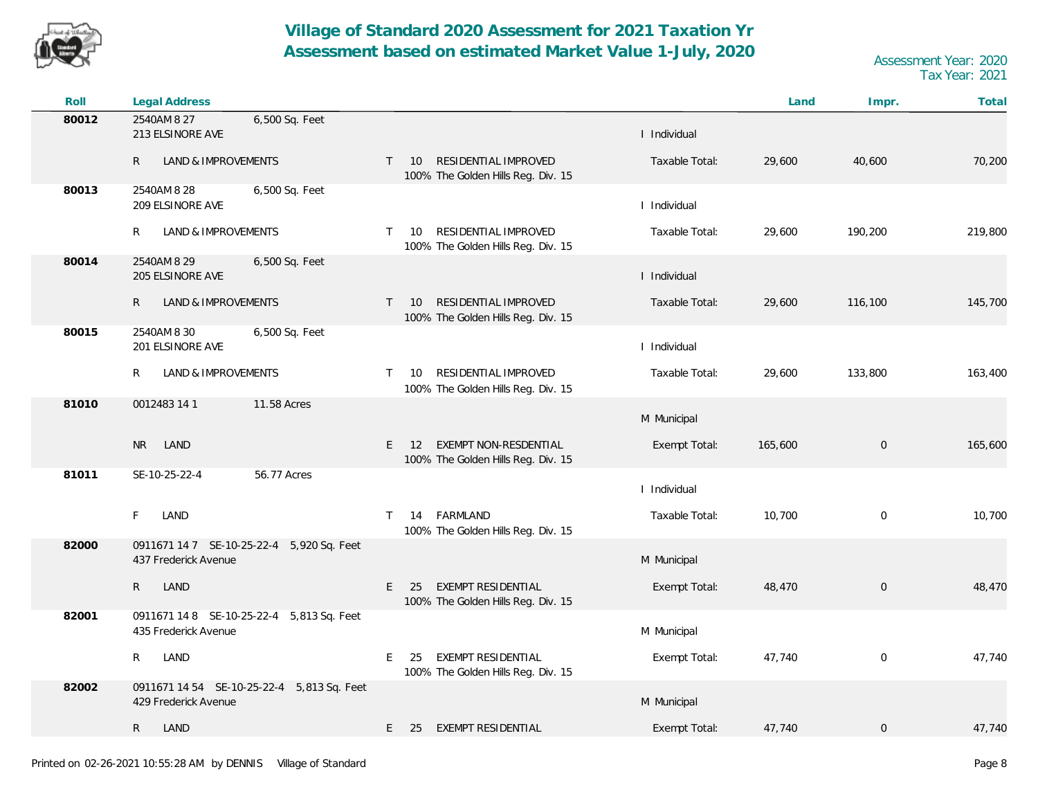# Village of Standard 2020 Assessment for 2021 Taxation Yr
# Assessment based on estimated Market Value 1-July, 2020

Assessment Year: 2020
Tax Year: 2021

| Roll | Legal Address | | | | Land | Impr. | Total |
|---|---|---|---|---|---|---|---|
| 80012 | 2540AM 8 27 6,500 Sq. Feet<br>213 ELSINORE AVE | | | I Individual | | | |
| | R LAND & IMPROVEMENTS | T 10 RESIDENTIAL IMPROVED<br>100% The Golden Hills Reg. Div. 15 | | Taxable Total: | 29,600 | 40,600 | 70,200 |
| 80013 | 2540AM 8 28 6,500 Sq. Feet<br>209 ELSINORE AVE | | | I Individual | | | |
| | R LAND & IMPROVEMENTS | T 10 RESIDENTIAL IMPROVED<br>100% The Golden Hills Reg. Div. 15 | | Taxable Total: | 29,600 | 190,200 | 219,800 |
| 80014 | 2540AM 8 29 6,500 Sq. Feet<br>205 ELSINORE AVE | | | I Individual | | | |
| | R LAND & IMPROVEMENTS | T 10 RESIDENTIAL IMPROVED<br>100% The Golden Hills Reg. Div. 15 | | Taxable Total: | 29,600 | 116,100 | 145,700 |
| 80015 | 2540AM 8 30 6,500 Sq. Feet<br>201 ELSINORE AVE | | | I Individual | | | |
| | R LAND & IMPROVEMENTS | T 10 RESIDENTIAL IMPROVED<br>100% The Golden Hills Reg. Div. 15 | | Taxable Total: | 29,600 | 133,800 | 163,400 |
| 81010 | 0012483 14 1 11.58 Acres | | | M Municipal | | | |
| | NR LAND | E 12 EXEMPT NON-RESDENTIAL<br>100% The Golden Hills Reg. Div. 15 | | Exempt Total: | 165,600 | 0 | 165,600 |
| 81011 | SE-10-25-22-4 56.77 Acres | | | I Individual | | | |
| | F LAND | T 14 FARMLAND<br>100% The Golden Hills Reg. Div. 15 | | Taxable Total: | 10,700 | 0 | 10,700 |
| 82000 | 0911671 14 7 SE-10-25-22-4 5,920 Sq. Feet<br>437 Frederick Avenue | | | M Municipal | | | |
| | R LAND | E 25 EXEMPT RESIDENTIAL<br>100% The Golden Hills Reg. Div. 15 | | Exempt Total: | 48,470 | 0 | 48,470 |
| 82001 | 0911671 14 8 SE-10-25-22-4 5,813 Sq. Feet<br>435 Frederick Avenue | | | M Municipal | | | |
| | R LAND | E 25 EXEMPT RESIDENTIAL<br>100% The Golden Hills Reg. Div. 15 | | Exempt Total: | 47,740 | 0 | 47,740 |
| 82002 | 0911671 14 54 SE-10-25-22-4 5,813 Sq. Feet<br>429 Frederick Avenue | | | M Municipal | | | |
| | R LAND | E 25 EXEMPT RESIDENTIAL | | Exempt Total: | 47,740 | 0 | 47,740 |

Printed on 02-26-2021 10:55:28 AM by DENNIS Village of Standard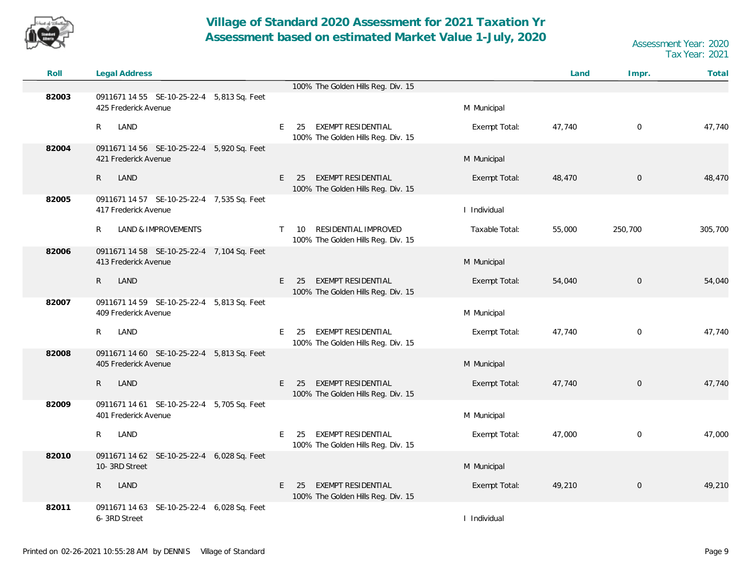# Village of Standard 2020 Assessment for 2021 Taxation Yr
# Assessment based on estimated Market Value 1-July, 2020

Assessment Year: 2020
Tax Year: 2021

| Roll | Legal Address | | | Land | Impr. | Total |
|---|---|---|---|---|---|---|
| | | 100% The Golden Hills Reg. Div. 15 | | | | |
| 82003 | 0911671 14 55 SE-10-25-22-4 5,813 Sq. Feet<br>425 Frederick Avenue | | M Municipal | | | |
| | R LAND | E 25 EXEMPT RESIDENTIAL<br>100% The Golden Hills Reg. Div. 15 | Exempt Total: | 47,740 | 0 | 47,740 |
| 82004 | 0911671 14 56 SE-10-25-22-4 5,920 Sq. Feet<br>421 Frederick Avenue | | M Municipal | | | |
| | R LAND | E 25 EXEMPT RESIDENTIAL<br>100% The Golden Hills Reg. Div. 15 | Exempt Total: | 48,470 | 0 | 48,470 |
| 82005 | 0911671 14 57 SE-10-25-22-4 7,535 Sq. Feet<br>417 Frederick Avenue | | I Individual | | | |
| | R LAND & IMPROVEMENTS | T 10 RESIDENTIAL IMPROVED<br>100% The Golden Hills Reg. Div. 15 | Taxable Total: | 55,000 | 250,700 | 305,700 |
| 82006 | 0911671 14 58 SE-10-25-22-4 7,104 Sq. Feet<br>413 Frederick Avenue | | M Municipal | | | |
| | R LAND | E 25 EXEMPT RESIDENTIAL<br>100% The Golden Hills Reg. Div. 15 | Exempt Total: | 54,040 | 0 | 54,040 |
| 82007 | 0911671 14 59 SE-10-25-22-4 5,813 Sq. Feet<br>409 Frederick Avenue | | M Municipal | | | |
| | R LAND | E 25 EXEMPT RESIDENTIAL<br>100% The Golden Hills Reg. Div. 15 | Exempt Total: | 47,740 | 0 | 47,740 |
| 82008 | 0911671 14 60 SE-10-25-22-4 5,813 Sq. Feet<br>405 Frederick Avenue | | M Municipal | | | |
| | R LAND | E 25 EXEMPT RESIDENTIAL<br>100% The Golden Hills Reg. Div. 15 | Exempt Total: | 47,740 | 0 | 47,740 |
| 82009 | 0911671 14 61 SE-10-25-22-4 5,705 Sq. Feet<br>401 Frederick Avenue | | M Municipal | | | |
| | R LAND | E 25 EXEMPT RESIDENTIAL<br>100% The Golden Hills Reg. Div. 15 | Exempt Total: | 47,000 | 0 | 47,000 |
| 82010 | 0911671 14 62 SE-10-25-22-4 6,028 Sq. Feet<br>10- 3RD Street | | M Municipal | | | |
| | R LAND | E 25 EXEMPT RESIDENTIAL<br>100% The Golden Hills Reg. Div. 15 | Exempt Total: | 49,210 | 0 | 49,210 |
| 82011 | 0911671 14 63 SE-10-25-22-4 6,028 Sq. Feet<br>6- 3RD Street | | I Individual | | | |

Printed on 02-26-2021 10:55:28 AM by DENNIS Village of Standard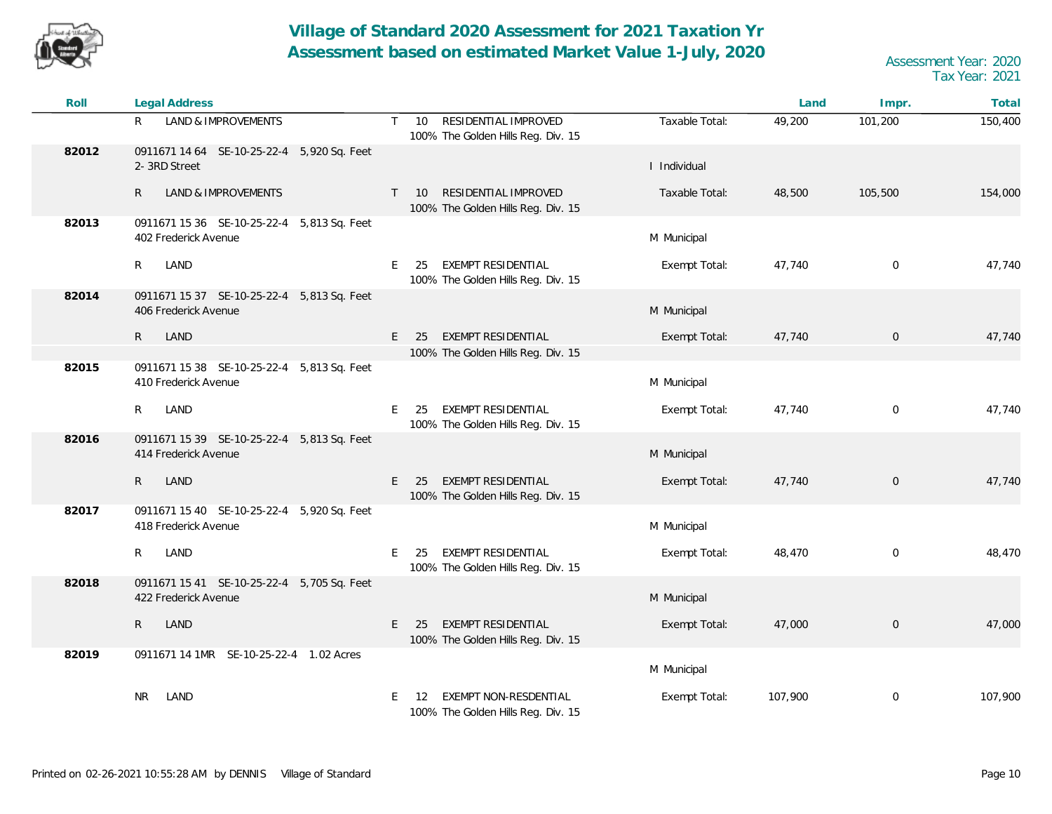# Village of Standard 2020 Assessment for 2021 Taxation Yr
# Assessment based on estimated Market Value 1-July, 2020

Assessment Year: 2020
Tax Year: 2021

| Roll | Legal Address | | | | | Land | Impr. | Total |
|---|---|---|---|---|---|---|---|---|
| | R LAND & IMPROVEMENTS | T | 10 | RESIDENTIAL IMPROVED<br>100% The Golden Hills Reg. Div. 15 | Taxable Total: | 49,200 | 101,200 | 150,400 |
| 82012 | 0911671 14 64 SE-10-25-22-4 5,920 Sq. Feet<br>2- 3RD Street | | | | I Individual | | | |
| | R LAND & IMPROVEMENTS | T | 10 | RESIDENTIAL IMPROVED<br>100% The Golden Hills Reg. Div. 15 | Taxable Total: | 48,500 | 105,500 | 154,000 |
| 82013 | 0911671 15 36 SE-10-25-22-4 5,813 Sq. Feet<br>402 Frederick Avenue | | | | M Municipal | | | |
| | R LAND | E | 25 | EXEMPT RESIDENTIAL<br>100% The Golden Hills Reg. Div. 15 | Exempt Total: | 47,740 | 0 | 47,740 |
| 82014 | 0911671 15 37 SE-10-25-22-4 5,813 Sq. Feet<br>406 Frederick Avenue | | | | M Municipal | | | |
| | R LAND | E | 25 | EXEMPT RESIDENTIAL<br>100% The Golden Hills Reg. Div. 15 | Exempt Total: | 47,740 | 0 | 47,740 |
| 82015 | 0911671 15 38 SE-10-25-22-4 5,813 Sq. Feet<br>410 Frederick Avenue | | | | M Municipal | | | |
| | R LAND | E | 25 | EXEMPT RESIDENTIAL<br>100% The Golden Hills Reg. Div. 15 | Exempt Total: | 47,740 | 0 | 47,740 |
| 82016 | 0911671 15 39 SE-10-25-22-4 5,813 Sq. Feet<br>414 Frederick Avenue | | | | M Municipal | | | |
| | R LAND | E | 25 | EXEMPT RESIDENTIAL<br>100% The Golden Hills Reg. Div. 15 | Exempt Total: | 47,740 | 0 | 47,740 |
| 82017 | 0911671 15 40 SE-10-25-22-4 5,920 Sq. Feet<br>418 Frederick Avenue | | | | M Municipal | | | |
| | R LAND | E | 25 | EXEMPT RESIDENTIAL<br>100% The Golden Hills Reg. Div. 15 | Exempt Total: | 48,470 | 0 | 48,470 |
| 82018 | 0911671 15 41 SE-10-25-22-4 5,705 Sq. Feet<br>422 Frederick Avenue | | | | M Municipal | | | |
| | R LAND | E | 25 | EXEMPT RESIDENTIAL<br>100% The Golden Hills Reg. Div. 15 | Exempt Total: | 47,000 | 0 | 47,000 |
| 82019 | 0911671 14 1MR SE-10-25-22-4 1.02 Acres | | | | M Municipal | | | |
| | NR LAND | E | 12 | EXEMPT NON-RESDENTIAL<br>100% The Golden Hills Reg. Div. 15 | Exempt Total: | 107,900 | 0 | 107,900 |

Printed on 02-26-2021 10:55:28 AM by DENNIS Village of Standard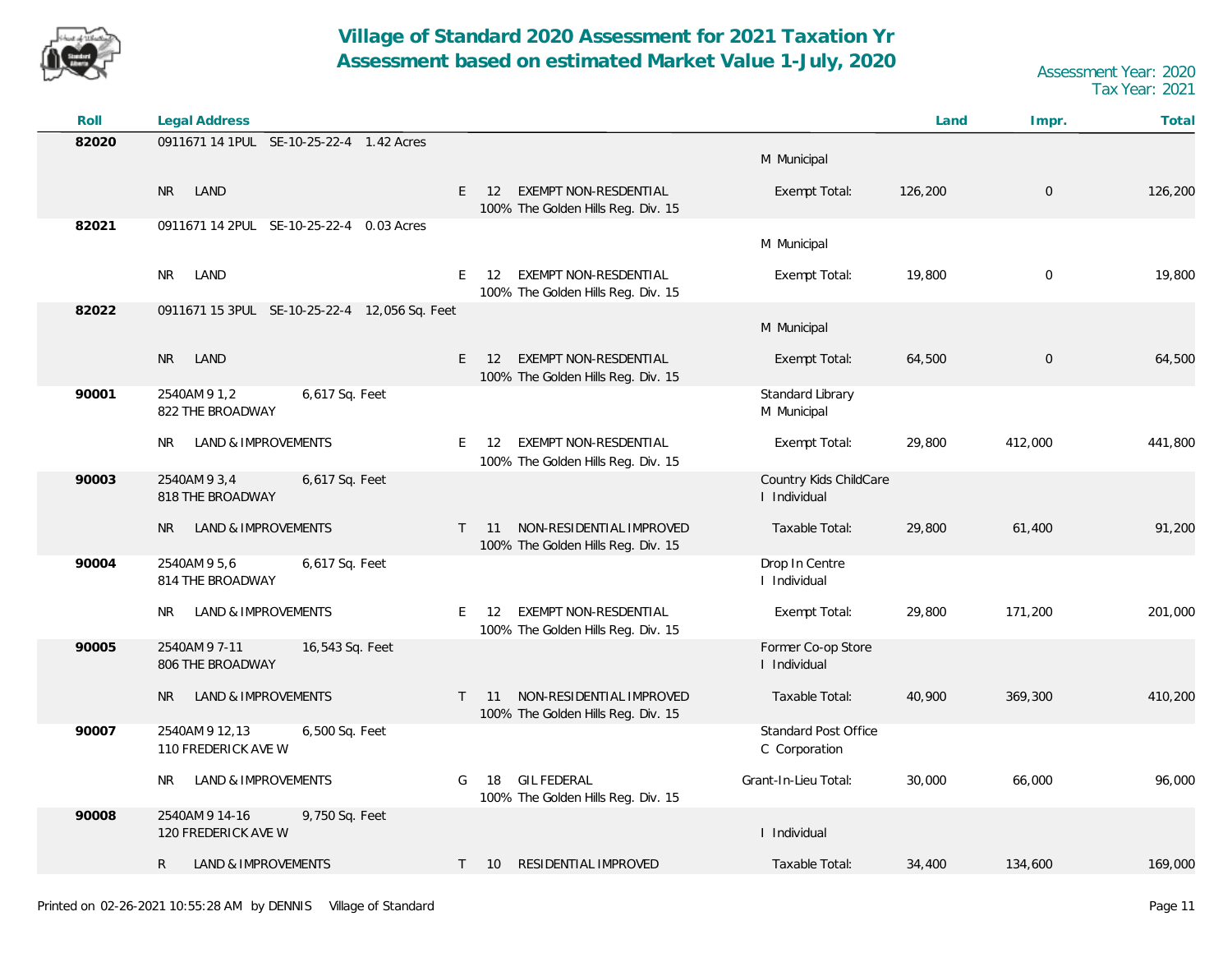# Village of Standard 2020 Assessment for 2021 Taxation Yr
## Assessment based on estimated Market Value 1-July, 2020

Assessment Year: 2020
Tax Year: 2021

| Roll | Legal Address | | | | Land | Impr. | Total |
|---|---|---|---|---|---|---|---|
| 82020 | 0911671 14 1PUL SE-10-25-22-4 1.42 Acres | | | M Municipal | | | |
| | NR LAND | E | 12 EXEMPT NON-RESDENTIAL<br>100% The Golden Hills Reg. Div. 15 | Exempt Total: | 126,200 | 0 | 126,200 |
| 82021 | 0911671 14 2PUL SE-10-25-22-4 0.03 Acres | | | M Municipal | | | |
| | NR LAND | E | 12 EXEMPT NON-RESDENTIAL<br>100% The Golden Hills Reg. Div. 15 | Exempt Total: | 19,800 | 0 | 19,800 |
| 82022 | 0911671 15 3PUL SE-10-25-22-4 12,056 Sq. Feet | | | M Municipal | | | |
| | NR LAND | E | 12 EXEMPT NON-RESDENTIAL<br>100% The Golden Hills Reg. Div. 15 | Exempt Total: | 64,500 | 0 | 64,500 |
| 90001 | 2540AM 9 1,2 6,617 Sq. Feet<br>822 THE BROADWAY | | | Standard Library<br>M Municipal | | | |
| | NR LAND & IMPROVEMENTS | E | 12 EXEMPT NON-RESDENTIAL<br>100% The Golden Hills Reg. Div. 15 | Exempt Total: | 29,800 | 412,000 | 441,800 |
| 90003 | 2540AM 9 3,4 6,617 Sq. Feet<br>818 THE BROADWAY | | | Country Kids ChildCare<br>I Individual | | | |
| | NR LAND & IMPROVEMENTS | T | 11 NON-RESIDENTIAL IMPROVED<br>100% The Golden Hills Reg. Div. 15 | Taxable Total: | 29,800 | 61,400 | 91,200 |
| 90004 | 2540AM 9 5,6 6,617 Sq. Feet<br>814 THE BROADWAY | | | Drop In Centre<br>I Individual | | | |
| | NR LAND & IMPROVEMENTS | E | 12 EXEMPT NON-RESDENTIAL<br>100% The Golden Hills Reg. Div. 15 | Exempt Total: | 29,800 | 171,200 | 201,000 |
| 90005 | 2540AM 9 7-11 16,543 Sq. Feet<br>806 THE BROADWAY | | | Former Co-op Store<br>I Individual | | | |
| | NR LAND & IMPROVEMENTS | T | 11 NON-RESIDENTIAL IMPROVED<br>100% The Golden Hills Reg. Div. 15 | Taxable Total: | 40,900 | 369,300 | 410,200 |
| 90007 | 2540AM 9 12,13 6,500 Sq. Feet<br>110 FREDERICK AVE W | | | Standard Post Office<br>C Corporation | | | |
| | NR LAND & IMPROVEMENTS | G | 18 GIL FEDERAL<br>100% The Golden Hills Reg. Div. 15 | Grant-In-Lieu Total: | 30,000 | 66,000 | 96,000 |
| 90008 | 2540AM 9 14-16 9,750 Sq. Feet<br>120 FREDERICK AVE W | | | I Individual | | | |
| | R LAND & IMPROVEMENTS | T | 10 RESIDENTIAL IMPROVED | Taxable Total: | 34,400 | 134,600 | 169,000 |

Printed on 02-26-2021 10:55:28 AM by DENNIS Village of Standard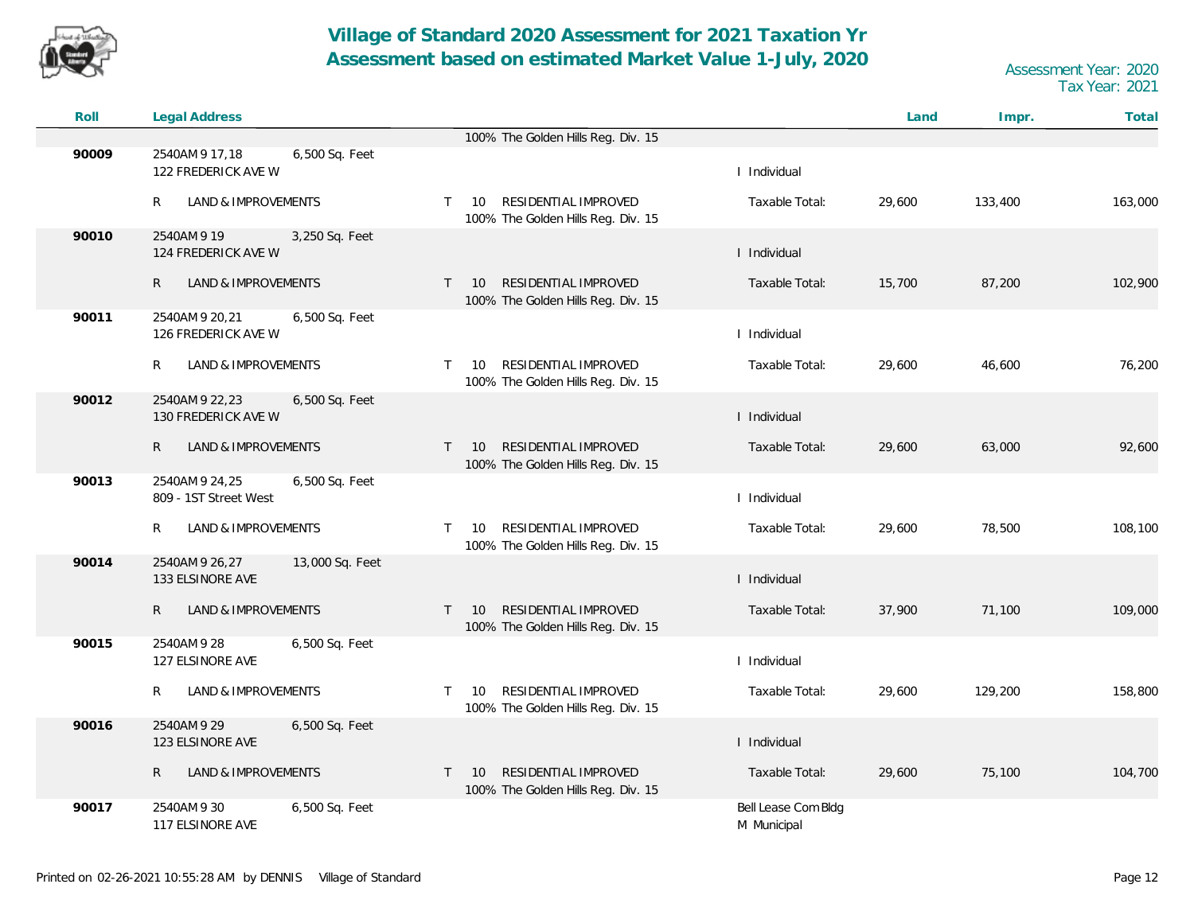# Village of Standard 2020 Assessment for 2021 Taxation Yr
## Assessment based on estimated Market Value 1-July, 2020

Assessment Year: 2020
Tax Year: 2021

| Roll | Legal Address | | | | | Land | Impr. | Total |
|---|---|---|---|---|---|---|---|---|
| | | | | 100% The Golden Hills Reg. Div. 15 | | | | |
| 90009 | 2540AM 9 17,18 | 6,500 Sq. Feet | | | | | | |
| | 122 FREDERICK AVE W | | | | I Individual | | | |
| | R | LAND & IMPROVEMENTS | T 10 | RESIDENTIAL IMPROVED<br>100% The Golden Hills Reg. Div. 15 | Taxable Total: | 29,600 | 133,400 | 163,000 |
| 90010 | 2540AM 9 19 | 3,250 Sq. Feet | | | | | | |
| | 124 FREDERICK AVE W | | | | I Individual | | | |
| | R | LAND & IMPROVEMENTS | T 10 | RESIDENTIAL IMPROVED<br>100% The Golden Hills Reg. Div. 15 | Taxable Total: | 15,700 | 87,200 | 102,900 |
| 90011 | 2540AM 9 20,21 | 6,500 Sq. Feet | | | | | | |
| | 126 FREDERICK AVE W | | | | I Individual | | | |
| | R | LAND & IMPROVEMENTS | T 10 | RESIDENTIAL IMPROVED<br>100% The Golden Hills Reg. Div. 15 | Taxable Total: | 29,600 | 46,600 | 76,200 |
| 90012 | 2540AM 9 22,23 | 6,500 Sq. Feet | | | | | | |
| | 130 FREDERICK AVE W | | | | I Individual | | | |
| | R | LAND & IMPROVEMENTS | T 10 | RESIDENTIAL IMPROVED<br>100% The Golden Hills Reg. Div. 15 | Taxable Total: | 29,600 | 63,000 | 92,600 |
| 90013 | 2540AM 9 24,25 | 6,500 Sq. Feet | | | | | | |
| | 809 - 1ST Street West | | | | I Individual | | | |
| | R | LAND & IMPROVEMENTS | T 10 | RESIDENTIAL IMPROVED<br>100% The Golden Hills Reg. Div. 15 | Taxable Total: | 29,600 | 78,500 | 108,100 |
| 90014 | 2540AM 9 26,27 | 13,000 Sq. Feet | | | | | | |
| | 133 ELSINORE AVE | | | | I Individual | | | |
| | R | LAND & IMPROVEMENTS | T 10 | RESIDENTIAL IMPROVED<br>100% The Golden Hills Reg. Div. 15 | Taxable Total: | 37,900 | 71,100 | 109,000 |
| 90015 | 2540AM 9 28 | 6,500 Sq. Feet | | | | | | |
| | 127 ELSINORE AVE | | | | I Individual | | | |
| | R | LAND & IMPROVEMENTS | T 10 | RESIDENTIAL IMPROVED<br>100% The Golden Hills Reg. Div. 15 | Taxable Total: | 29,600 | 129,200 | 158,800 |
| 90016 | 2540AM 9 29 | 6,500 Sq. Feet | | | | | | |
| | 123 ELSINORE AVE | | | | I Individual | | | |
| | R | LAND & IMPROVEMENTS | T 10 | RESIDENTIAL IMPROVED<br>100% The Golden Hills Reg. Div. 15 | Taxable Total: | 29,600 | 75,100 | 104,700 |
| 90017 | 2540AM 9 30 | 6,500 Sq. Feet | | | Bell Lease Com Bldg | | | |
| | 117 ELSINORE AVE | | | | M Municipal | | | |

Printed on 02-26-2021 10:55:28 AM by DENNIS Village of Standard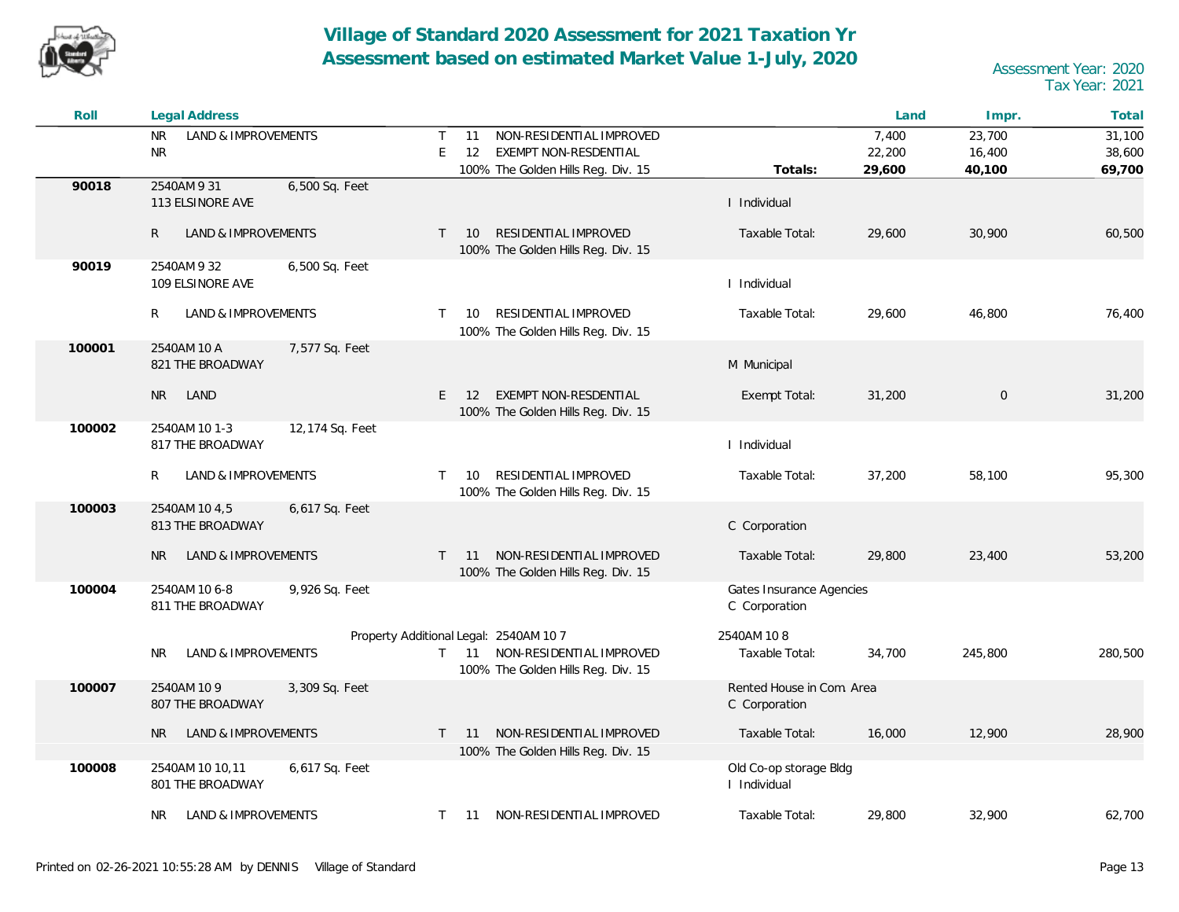# Village of Standard 2020 Assessment for 2021 Taxation Yr
## Assessment based on estimated Market Value 1-July, 2020

Assessment Year: 2020
Tax Year: 2021

| Roll | Legal Address | | | | | | Land | Impr. | Total |
|---|---|---|---|---|---|---|---|---|---|
| | NR LAND & IMPROVEMENTS | | T | 11 | NON-RESIDENTIAL IMPROVED | | 7,400 | 23,700 | 31,100 |
| | NR | | E | 12 | EXEMPT NON-RESDENTIAL | | 22,200 | 16,400 | 38,600 |
| | | | | | 100% The Golden Hills Reg. Div. 15 | **Totals:** | **29,600** | **40,100** | **69,700** |
| **90018** | 2540AM 9 31<br>113 ELSINORE AVE | 6,500 Sq. Feet | | | | I Individual | | | |
| | R LAND & IMPROVEMENTS | | T | 10 | RESIDENTIAL IMPROVED<br>100% The Golden Hills Reg. Div. 15 | Taxable Total: | 29,600 | 30,900 | 60,500 |
| **90019** | 2540AM 9 32<br>109 ELSINORE AVE | 6,500 Sq. Feet | | | | I Individual | | | |
| | R LAND & IMPROVEMENTS | | T | 10 | RESIDENTIAL IMPROVED<br>100% The Golden Hills Reg. Div. 15 | Taxable Total: | 29,600 | 46,800 | 76,400 |
| **100001** | 2540AM 10 A<br>821 THE BROADWAY | 7,577 Sq. Feet | | | | M Municipal | | | |
| | NR LAND | | E | 12 | EXEMPT NON-RESDENTIAL<br>100% The Golden Hills Reg. Div. 15 | Exempt Total: | 31,200 | 0 | 31,200 |
| **100002** | 2540AM 10 1-3<br>817 THE BROADWAY | 12,174 Sq. Feet | | | | I Individual | | | |
| | R LAND & IMPROVEMENTS | | T | 10 | RESIDENTIAL IMPROVED<br>100% The Golden Hills Reg. Div. 15 | Taxable Total: | 37,200 | 58,100 | 95,300 |
| **100003** | 2540AM 10 4,5<br>813 THE BROADWAY | 6,617 Sq. Feet | | | | C Corporation | | | |
| | NR LAND & IMPROVEMENTS | | T | 11 | NON-RESIDENTIAL IMPROVED<br>100% The Golden Hills Reg. Div. 15 | Taxable Total: | 29,800 | 23,400 | 53,200 |
| **100004** | 2540AM 10 6-8<br>811 THE BROADWAY | 9,926 Sq. Feet | | | | Gates Insurance Agencies<br>C Corporation | | | |
| | | | | | Property Additional Legal: 2540AM 10 7 | 2540AM 10 8 | | | |
| | NR LAND & IMPROVEMENTS | | T | 11 | NON-RESIDENTIAL IMPROVED<br>100% The Golden Hills Reg. Div. 15 | Taxable Total: | 34,700 | 245,800 | 280,500 |
| **100007** | 2540AM 10 9<br>807 THE BROADWAY | 3,309 Sq. Feet | | | | Rented House in Com. Area<br>C Corporation | | | |
| | NR LAND & IMPROVEMENTS | | T | 11 | NON-RESIDENTIAL IMPROVED<br>100% The Golden Hills Reg. Div. 15 | Taxable Total: | 16,000 | 12,900 | 28,900 |
| **100008** | 2540AM 10 10,11<br>801 THE BROADWAY | 6,617 Sq. Feet | | | | Old Co-op storage Bldg<br>I Individual | | | |
| | NR LAND & IMPROVEMENTS | | T | 11 | NON-RESIDENTIAL IMPROVED | Taxable Total: | 29,800 | 32,900 | 62,700 |

Printed on 02-26-2021 10:55:28 AM by DENNIS Village of Standard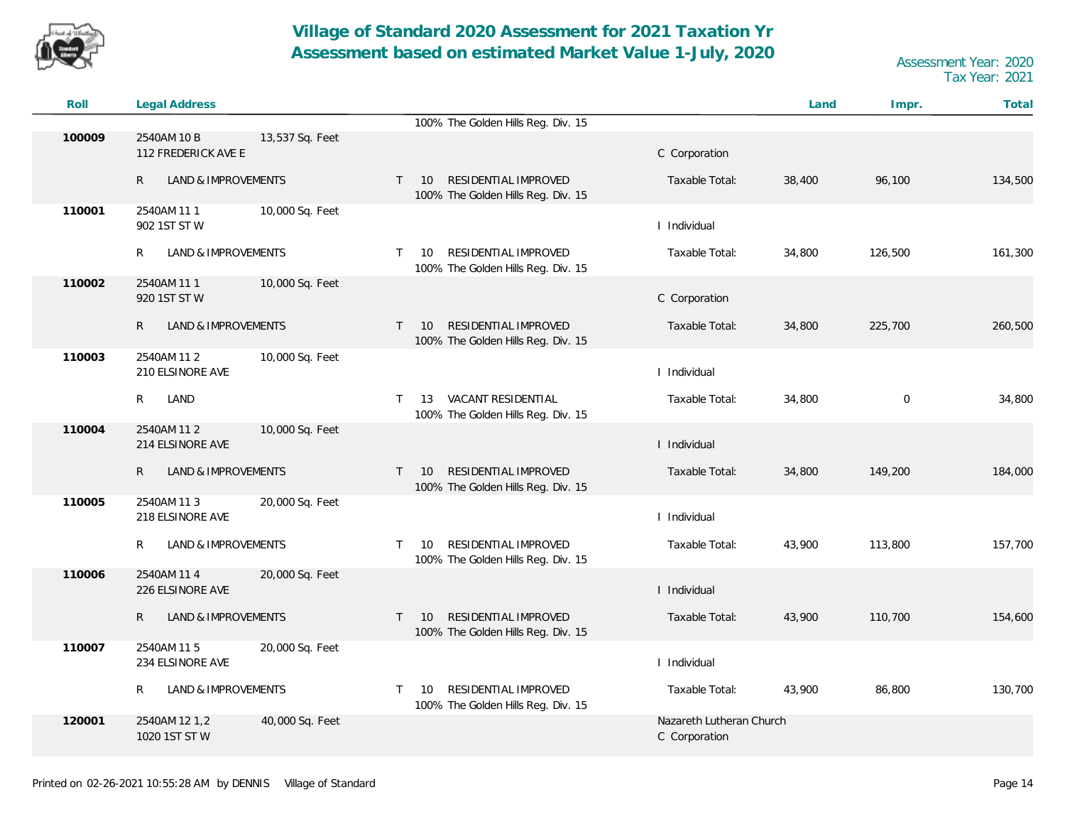# Village of Standard 2020 Assessment for 2021 Taxation Yr
# Assessment based on estimated Market Value 1-July, 2020

Assessment Year: 2020
Tax Year: 2021

| Roll | Legal Address | | | | | Land | Impr. | Total |
|---|---|---|---|---|---|---|---|---|
| | | | 100% The Golden Hills Reg. Div. 15 | | | | | |
| 100009 | 2540AM 10 B<br>112 FREDERICK AVE E | 13,537 Sq. Feet | | C Corporation | | | | |
| | R LAND & IMPROVEMENTS | | T 10 RESIDENTIAL IMPROVED<br>100% The Golden Hills Reg. Div. 15 | | Taxable Total: | 38,400 | 96,100 | 134,500 |
| 110001 | 2540AM 11 1<br>902 1ST ST W | 10,000 Sq. Feet | | I Individual | | | | |
| | R LAND & IMPROVEMENTS | | T 10 RESIDENTIAL IMPROVED<br>100% The Golden Hills Reg. Div. 15 | | Taxable Total: | 34,800 | 126,500 | 161,300 |
| 110002 | 2540AM 11 1<br>920 1ST ST W | 10,000 Sq. Feet | | C Corporation | | | | |
| | R LAND & IMPROVEMENTS | | T 10 RESIDENTIAL IMPROVED<br>100% The Golden Hills Reg. Div. 15 | | Taxable Total: | 34,800 | 225,700 | 260,500 |
| 110003 | 2540AM 11 2<br>210 ELSINORE AVE | 10,000 Sq. Feet | | I Individual | | | | |
| | R LAND | | T 13 VACANT RESIDENTIAL<br>100% The Golden Hills Reg. Div. 15 | | Taxable Total: | 34,800 | 0 | 34,800 |
| 110004 | 2540AM 11 2<br>214 ELSINORE AVE | 10,000 Sq. Feet | | I Individual | | | | |
| | R LAND & IMPROVEMENTS | | T 10 RESIDENTIAL IMPROVED<br>100% The Golden Hills Reg. Div. 15 | | Taxable Total: | 34,800 | 149,200 | 184,000 |
| 110005 | 2540AM 11 3<br>218 ELSINORE AVE | 20,000 Sq. Feet | | I Individual | | | | |
| | R LAND & IMPROVEMENTS | | T 10 RESIDENTIAL IMPROVED<br>100% The Golden Hills Reg. Div. 15 | | Taxable Total: | 43,900 | 113,800 | 157,700 |
| 110006 | 2540AM 11 4<br>226 ELSINORE AVE | 20,000 Sq. Feet | | I Individual | | | | |
| | R LAND & IMPROVEMENTS | | T 10 RESIDENTIAL IMPROVED<br>100% The Golden Hills Reg. Div. 15 | | Taxable Total: | 43,900 | 110,700 | 154,600 |
| 110007 | 2540AM 11 5<br>234 ELSINORE AVE | 20,000 Sq. Feet | | I Individual | | | | |
| | R LAND & IMPROVEMENTS | | T 10 RESIDENTIAL IMPROVED<br>100% The Golden Hills Reg. Div. 15 | | Taxable Total: | 43,900 | 86,800 | 130,700 |
| 120001 | 2540AM 12 1,2<br>1020 1ST ST W | 40,000 Sq. Feet | | Nazareth Lutheran Church<br>C Corporation | | | | |

Printed on 02-26-2021 10:55:28 AM by DENNIS Village of Standard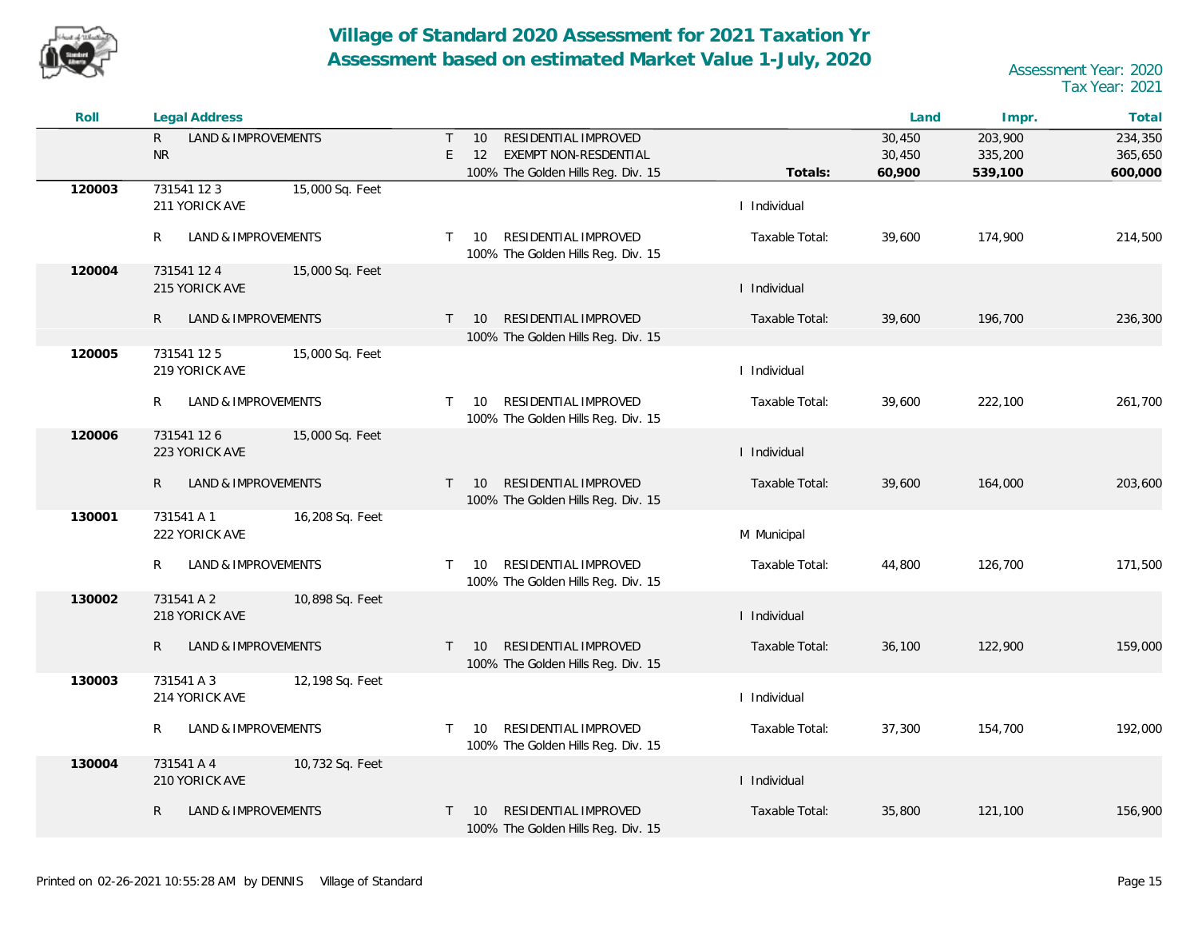# Village of Standard 2020 Assessment for 2021 Taxation Yr
## Assessment based on estimated Market Value 1-July, 2020

Assessment Year: 2020
Tax Year: 2021

| Roll | Legal Address | | | | | Land | Impr. | Total |
|---|---|---|---|---|---|---|---|---|
| | R LAND & IMPROVEMENTS | | T 10 RESIDENTIAL IMPROVED | | | 30,450 | 203,900 | 234,350 |
| | NR | | E 12 EXEMPT NON-RESDENTIAL | | | 30,450 | 335,200 | 365,650 |
| | | | 100% The Golden Hills Reg. Div. 15 | | **Totals:** | **60,900** | **539,100** | **600,000** |
| **120003** | 731541 12 3 | 15,000 Sq. Feet | | | | | | |
| | 211 YORICK AVE | | | I Individual | | | | |
| | R LAND & IMPROVEMENTS | | T 10 RESIDENTIAL IMPROVED<br>100% The Golden Hills Reg. Div. 15 | | Taxable Total: | 39,600 | 174,900 | 214,500 |
| **120004** | 731541 12 4 | 15,000 Sq. Feet | | | | | | |
| | 215 YORICK AVE | | | I Individual | | | | |
| | R LAND & IMPROVEMENTS | | T 10 RESIDENTIAL IMPROVED<br>100% The Golden Hills Reg. Div. 15 | | Taxable Total: | 39,600 | 196,700 | 236,300 |
| **120005** | 731541 12 5 | 15,000 Sq. Feet | | | | | | |
| | 219 YORICK AVE | | | I Individual | | | | |
| | R LAND & IMPROVEMENTS | | T 10 RESIDENTIAL IMPROVED<br>100% The Golden Hills Reg. Div. 15 | | Taxable Total: | 39,600 | 222,100 | 261,700 |
| **120006** | 731541 12 6 | 15,000 Sq. Feet | | | | | | |
| | 223 YORICK AVE | | | I Individual | | | | |
| | R LAND & IMPROVEMENTS | | T 10 RESIDENTIAL IMPROVED<br>100% The Golden Hills Reg. Div. 15 | | Taxable Total: | 39,600 | 164,000 | 203,600 |
| **130001** | 731541 A 1 | 16,208 Sq. Feet | | | | | | |
| | 222 YORICK AVE | | | M Municipal | | | | |
| | R LAND & IMPROVEMENTS | | T 10 RESIDENTIAL IMPROVED<br>100% The Golden Hills Reg. Div. 15 | | Taxable Total: | 44,800 | 126,700 | 171,500 |
| **130002** | 731541 A 2 | 10,898 Sq. Feet | | | | | | |
| | 218 YORICK AVE | | | I Individual | | | | |
| | R LAND & IMPROVEMENTS | | T 10 RESIDENTIAL IMPROVED<br>100% The Golden Hills Reg. Div. 15 | | Taxable Total: | 36,100 | 122,900 | 159,000 |
| **130003** | 731541 A 3 | 12,198 Sq. Feet | | | | | | |
| | 214 YORICK AVE | | | I Individual | | | | |
| | R LAND & IMPROVEMENTS | | T 10 RESIDENTIAL IMPROVED<br>100% The Golden Hills Reg. Div. 15 | | Taxable Total: | 37,300 | 154,700 | 192,000 |
| **130004** | 731541 A 4 | 10,732 Sq. Feet | | | | | | |
| | 210 YORICK AVE | | | I Individual | | | | |
| | R LAND & IMPROVEMENTS | | T 10 RESIDENTIAL IMPROVED<br>100% The Golden Hills Reg. Div. 15 | | Taxable Total: | 35,800 | 121,100 | 156,900 |

Printed on 02-26-2021 10:55:28 AM by DENNIS Village of Standard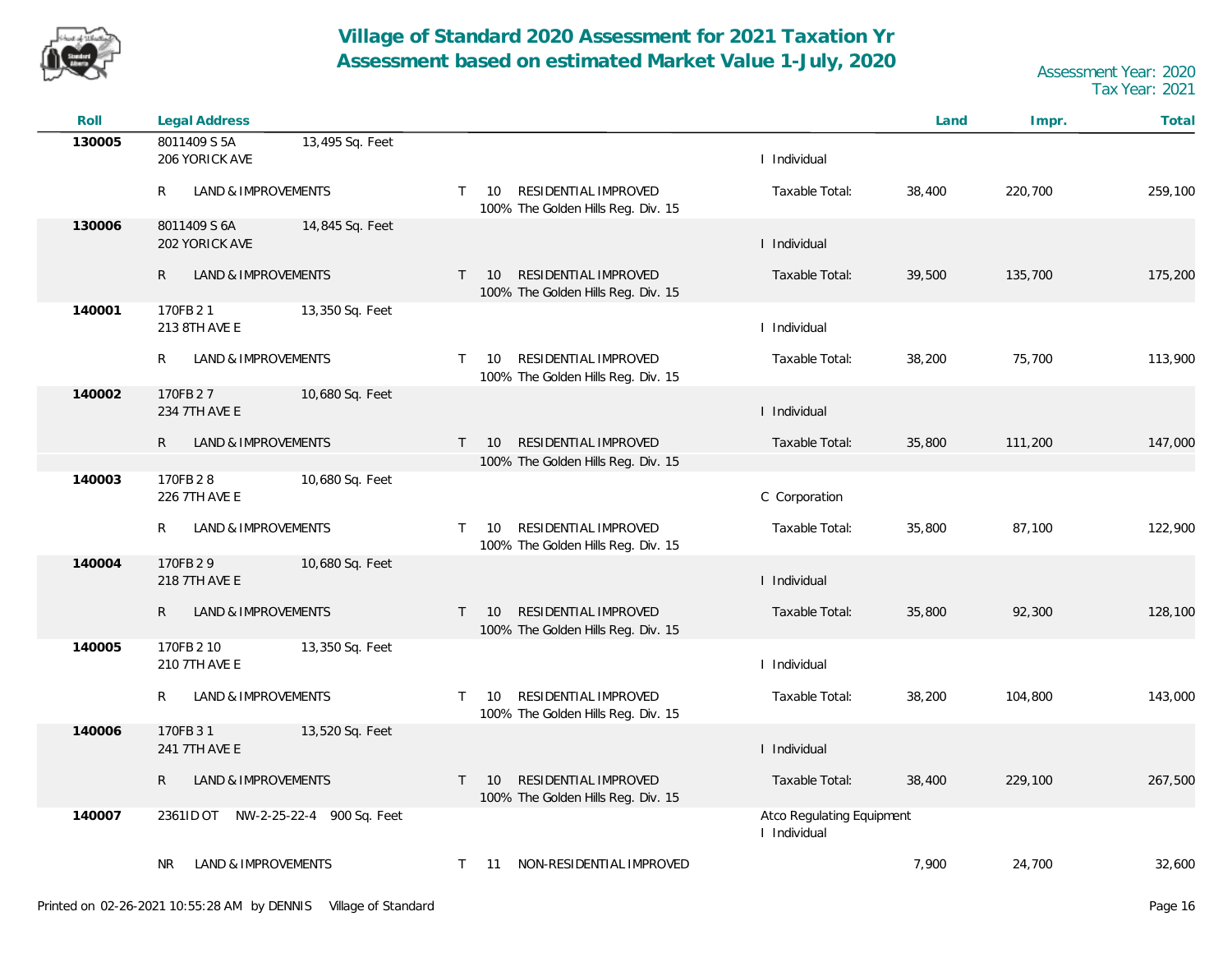# Village of Standard 2020 Assessment for 2021 Taxation Yr

## Assessment based on estimated Market Value 1-July, 2020

Assessment Year: 2020
Tax Year: 2021

| Roll | Legal Address | | | | | Land | Impr. | Total |
|---|---|---|---|---|---|---|---|---|
| 130005 | 8011409 S 5A<br>206 YORICK AVE | 13,495 Sq. Feet | | | I Individual | | | |
| | R | LAND & IMPROVEMENTS | T | 10 RESIDENTIAL IMPROVED<br>100% The Golden Hills Reg. Div. 15 | Taxable Total: | 38,400 | 220,700 | 259,100 |
| 130006 | 8011409 S 6A<br>202 YORICK AVE | 14,845 Sq. Feet | | | I Individual | | | |
| | R | LAND & IMPROVEMENTS | T | 10 RESIDENTIAL IMPROVED<br>100% The Golden Hills Reg. Div. 15 | Taxable Total: | 39,500 | 135,700 | 175,200 |
| 140001 | 170FB 2 1<br>213 8TH AVE E | 13,350 Sq. Feet | | | I Individual | | | |
| | R | LAND & IMPROVEMENTS | T | 10 RESIDENTIAL IMPROVED<br>100% The Golden Hills Reg. Div. 15 | Taxable Total: | 38,200 | 75,700 | 113,900 |
| 140002 | 170FB 2 7<br>234 7TH AVE E | 10,680 Sq. Feet | | | I Individual | | | |
| | R | LAND & IMPROVEMENTS | T | 10 RESIDENTIAL IMPROVED<br>100% The Golden Hills Reg. Div. 15 | Taxable Total: | 35,800 | 111,200 | 147,000 |
| 140003 | 170FB 2 8<br>226 7TH AVE E | 10,680 Sq. Feet | | | C Corporation | | | |
| | R | LAND & IMPROVEMENTS | T | 10 RESIDENTIAL IMPROVED<br>100% The Golden Hills Reg. Div. 15 | Taxable Total: | 35,800 | 87,100 | 122,900 |
| 140004 | 170FB 2 9<br>218 7TH AVE E | 10,680 Sq. Feet | | | I Individual | | | |
| | R | LAND & IMPROVEMENTS | T | 10 RESIDENTIAL IMPROVED<br>100% The Golden Hills Reg. Div. 15 | Taxable Total: | 35,800 | 92,300 | 128,100 |
| 140005 | 170FB 2 10<br>210 7TH AVE E | 13,350 Sq. Feet | | | I Individual | | | |
| | R | LAND & IMPROVEMENTS | T | 10 RESIDENTIAL IMPROVED<br>100% The Golden Hills Reg. Div. 15 | Taxable Total: | 38,200 | 104,800 | 143,000 |
| 140006 | 170FB 3 1<br>241 7TH AVE E | 13,520 Sq. Feet | | | I Individual | | | |
| | R | LAND & IMPROVEMENTS | T | 10 RESIDENTIAL IMPROVED<br>100% The Golden Hills Reg. Div. 15 | Taxable Total: | 38,400 | 229,100 | 267,500 |
| 140007 | 2361ID OT NW-2-25-22-4 | 900 Sq. Feet | | | Atco Regulating Equipment<br>I Individual | | | |
| | NR | LAND & IMPROVEMENTS | T | 11 NON-RESIDENTIAL IMPROVED | | 7,900 | 24,700 | 32,600 |

Printed on 02-26-2021 10:55:28 AM by DENNIS Village of Standard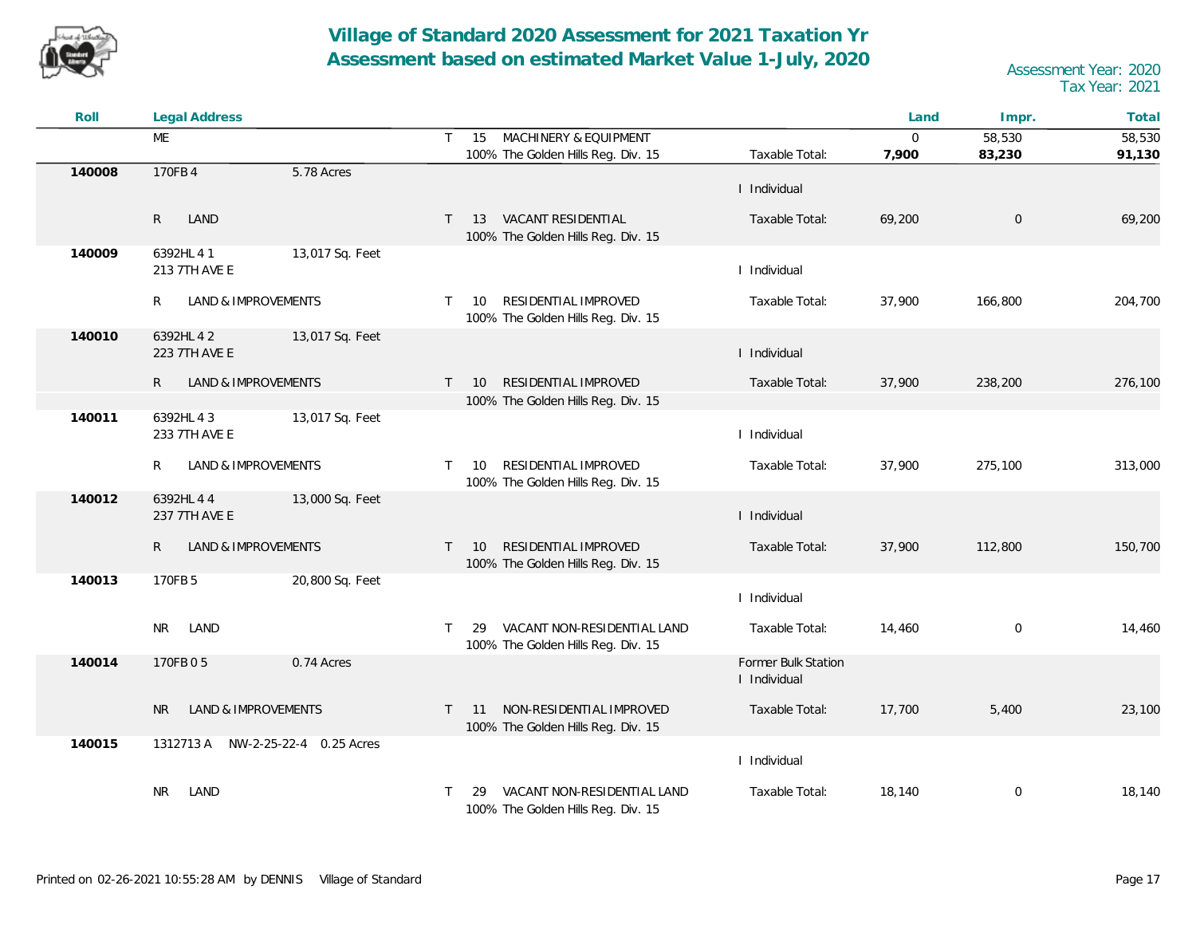# Village of Standard 2020 Assessment for 2021 Taxation Yr
## Assessment based on estimated Market Value 1-July, 2020

Assessment Year: 2020
Tax Year: 2021

| Roll | Legal Address | | | | | Land | Impr. | Total |
|---|---|---|---|---|---|---|---|---|
| | ME | | T 15 MACHINERY & EQUIPMENT | | | 0 | 58,530 | 58,530 |
| | | | 100% The Golden Hills Reg. Div. 15 | | Taxable Total: | **7,900** | **83,230** | **91,130** |
| 140008 | 170FB 4 | 5.78 Acres | | I Individual | | | | |
| | R LAND | | T 13 VACANT RESIDENTIAL<br>100% The Golden Hills Reg. Div. 15 | | Taxable Total: | 69,200 | 0 | 69,200 |
| 140009 | 6392HL 4 1<br>213 7TH AVE E | 13,017 Sq. Feet | | I Individual | | | | |
| | R LAND & IMPROVEMENTS | | T 10 RESIDENTIAL IMPROVED<br>100% The Golden Hills Reg. Div. 15 | | Taxable Total: | 37,900 | 166,800 | 204,700 |
| 140010 | 6392HL 4 2<br>223 7TH AVE E | 13,017 Sq. Feet | | I Individual | | | | |
| | R LAND & IMPROVEMENTS | | T 10 RESIDENTIAL IMPROVED<br>100% The Golden Hills Reg. Div. 15 | | Taxable Total: | 37,900 | 238,200 | 276,100 |
| 140011 | 6392HL 4 3<br>233 7TH AVE E | 13,017 Sq. Feet | | I Individual | | | | |
| | R LAND & IMPROVEMENTS | | T 10 RESIDENTIAL IMPROVED<br>100% The Golden Hills Reg. Div. 15 | | Taxable Total: | 37,900 | 275,100 | 313,000 |
| 140012 | 6392HL 4 4<br>237 7TH AVE E | 13,000 Sq. Feet | | I Individual | | | | |
| | R LAND & IMPROVEMENTS | | T 10 RESIDENTIAL IMPROVED<br>100% The Golden Hills Reg. Div. 15 | | Taxable Total: | 37,900 | 112,800 | 150,700 |
| 140013 | 170FB 5 | 20,800 Sq. Feet | | I Individual | | | | |
| | NR LAND | | T 29 VACANT NON-RESIDENTIAL LAND<br>100% The Golden Hills Reg. Div. 15 | | Taxable Total: | 14,460 | 0 | 14,460 |
| 140014 | 170FB 0 5 | 0.74 Acres | | Former Bulk Station<br>I Individual | | | | |
| | NR LAND & IMPROVEMENTS | | T 11 NON-RESIDENTIAL IMPROVED<br>100% The Golden Hills Reg. Div. 15 | | Taxable Total: | 17,700 | 5,400 | 23,100 |
| 140015 | 1312713 A NW-2-25-22-4 | 0.25 Acres | | I Individual | | | | |
| | NR LAND | | T 29 VACANT NON-RESIDENTIAL LAND<br>100% The Golden Hills Reg. Div. 15 | | Taxable Total: | 18,140 | 0 | 18,140 |

Printed on 02-26-2021 10:55:28 AM by DENNIS Village of Standard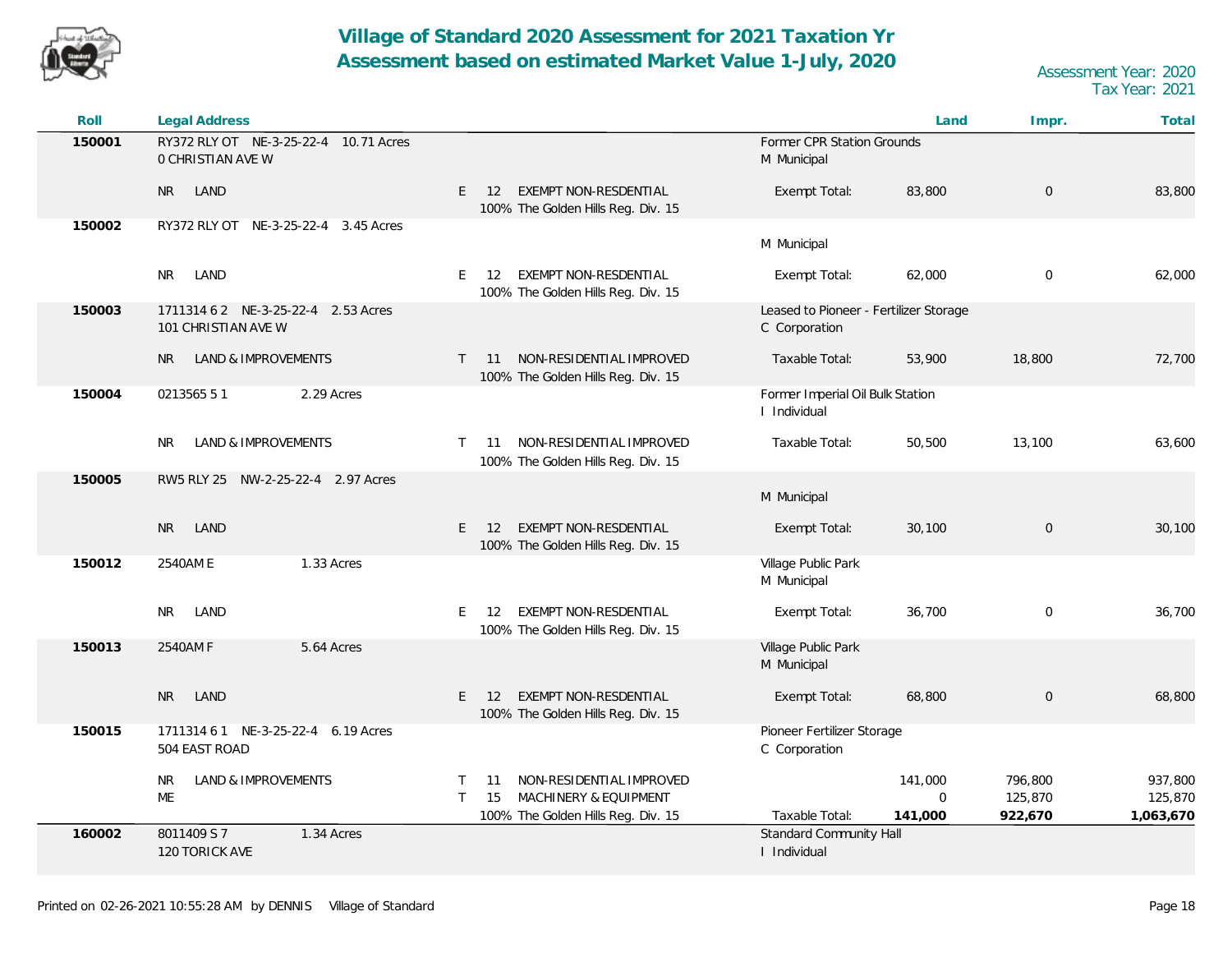# Village of Standard 2020 Assessment for 2021 Taxation Yr
## Assessment based on estimated Market Value 1-July, 2020

Assessment Year: 2020
Tax Year: 2021

| Roll | Legal Address | | | | Land | Impr. | Total |
|---|---|---|---|---|---|---|---|
| **150001** | RY372 RLY OT NE-3-25-22-4 10.71 Acres<br>0 CHRISTIAN AVE W | | | Former CPR Station Grounds<br>M Municipal | | | |
| | NR LAND | E 12 EXEMPT NON-RESDENTIAL<br>100% The Golden Hills Reg. Div. 15 | | Exempt Total: | 83,800 | 0 | 83,800 |
| **150002** | RY372 RLY OT NE-3-25-22-4 3.45 Acres | | | M Municipal | | | |
| | NR LAND | E 12 EXEMPT NON-RESDENTIAL<br>100% The Golden Hills Reg. Div. 15 | | Exempt Total: | 62,000 | 0 | 62,000 |
| **150003** | 1711314 6 2 NE-3-25-22-4 2.53 Acres<br>101 CHRISTIAN AVE W | | | Leased to Pioneer - Fertilizer Storage<br>C Corporation | | | |
| | NR LAND & IMPROVEMENTS | T 11 NON-RESIDENTIAL IMPROVED<br>100% The Golden Hills Reg. Div. 15 | | Taxable Total: | 53,900 | 18,800 | 72,700 |
| **150004** | 0213565 5 1 2.29 Acres | | | Former Imperial Oil Bulk Station<br>I Individual | | | |
| | NR LAND & IMPROVEMENTS | T 11 NON-RESIDENTIAL IMPROVED<br>100% The Golden Hills Reg. Div. 15 | | Taxable Total: | 50,500 | 13,100 | 63,600 |
| **150005** | RW5 RLY 25 NW-2-25-22-4 2.97 Acres | | | M Municipal | | | |
| | NR LAND | E 12 EXEMPT NON-RESDENTIAL<br>100% The Golden Hills Reg. Div. 15 | | Exempt Total: | 30,100 | 0 | 30,100 |
| **150012** | 2540AM E 1.33 Acres | | | Village Public Park<br>M Municipal | | | |
| | NR LAND | E 12 EXEMPT NON-RESDENTIAL<br>100% The Golden Hills Reg. Div. 15 | | Exempt Total: | 36,700 | 0 | 36,700 |
| **150013** | 2540AM F 5.64 Acres | | | Village Public Park<br>M Municipal | | | |
| | NR LAND | E 12 EXEMPT NON-RESDENTIAL<br>100% The Golden Hills Reg. Div. 15 | | Exempt Total: | 68,800 | 0 | 68,800 |
| **150015** | 1711314 6 1 NE-3-25-22-4 6.19 Acres<br>504 EAST ROAD | | | Pioneer Fertilizer Storage<br>C Corporation | | | |
| | NR LAND & IMPROVEMENTS | T 11 NON-RESIDENTIAL IMPROVED | | | 141,000 | 796,800 | 937,800 |
| | ME | T 15 MACHINERY & EQUIPMENT | | | 0 | 125,870 | 125,870 |
| | | 100% The Golden Hills Reg. Div. 15 | | Taxable Total: | **141,000** | **922,670** | **1,063,670** |
| **160002** | 8011409 S 7 1.34 Acres<br>120 TORICK AVE | | | Standard Community Hall<br>I Individual | | | |

Printed on 02-26-2021 10:55:28 AM by DENNIS Village of Standard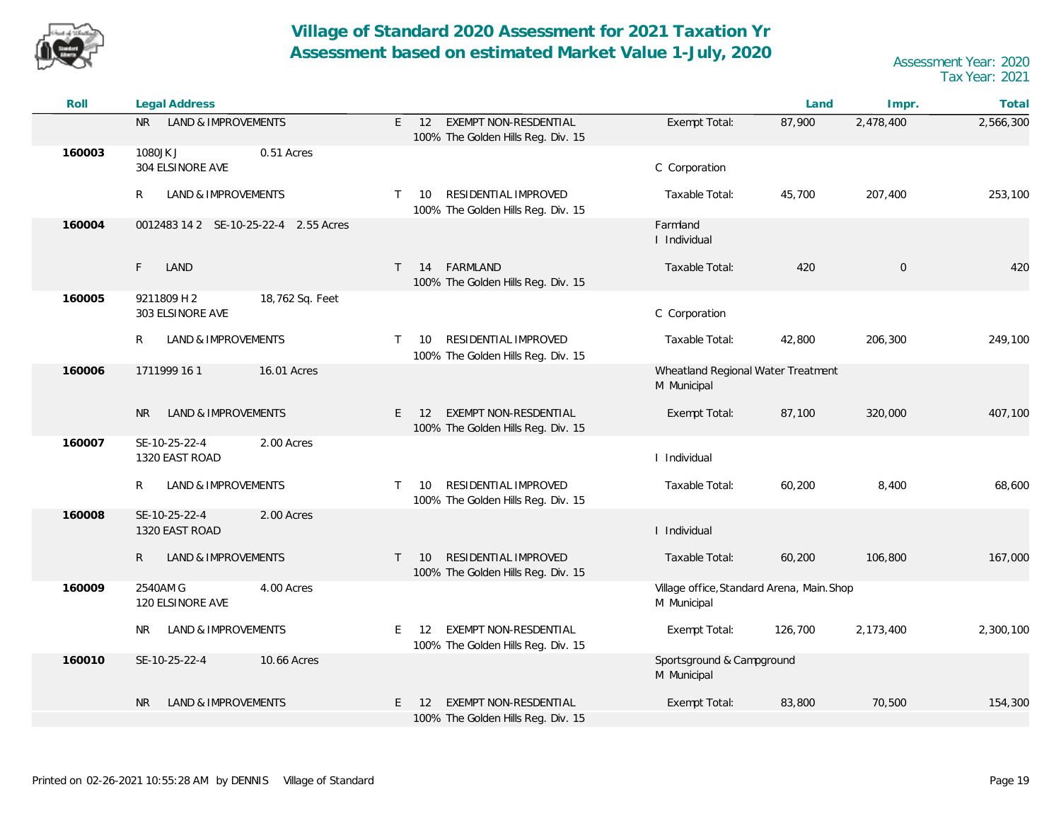# Village of Standard 2020 Assessment for 2021 Taxation Yr
## Assessment based on estimated Market Value 1-July, 2020

Assessment Year: 2020
Tax Year: 2021

| Roll | Legal Address | | | | Land | Impr. | Total |
|---|---|---|---|---|---|---|---|
| | NR LAND & IMPROVEMENTS | E 12 EXEMPT NON-RESDENTIAL 100% The Golden Hills Reg. Div. 15 | | Exempt Total: | 87,900 | 2,478,400 | 2,566,300 |
| 160003 | 1080JK J 304 ELSINORE AVE | 0.51 Acres | C Corporation | | | | |
| | R LAND & IMPROVEMENTS | T 10 RESIDENTIAL IMPROVED 100% The Golden Hills Reg. Div. 15 | | Taxable Total: | 45,700 | 207,400 | 253,100 |
| 160004 | 0012483 14 2 SE-10-25-22-4 | 2.55 Acres | Farmland I Individual | | | | |
| | F LAND | T 14 FARMLAND 100% The Golden Hills Reg. Div. 15 | | Taxable Total: | 420 | 0 | 420 |
| 160005 | 9211809 H 2 303 ELSINORE AVE | 18,762 Sq. Feet | C Corporation | | | | |
| | R LAND & IMPROVEMENTS | T 10 RESIDENTIAL IMPROVED 100% The Golden Hills Reg. Div. 15 | | Taxable Total: | 42,800 | 206,300 | 249,100 |
| 160006 | 1711999 16 1 | 16.01 Acres | Wheatland Regional Water Treatment M Municipal | | | | |
| | NR LAND & IMPROVEMENTS | E 12 EXEMPT NON-RESDENTIAL 100% The Golden Hills Reg. Div. 15 | | Exempt Total: | 87,100 | 320,000 | 407,100 |
| 160007 | SE-10-25-22-4 1320 EAST ROAD | 2.00 Acres | I Individual | | | | |
| | R LAND & IMPROVEMENTS | T 10 RESIDENTIAL IMPROVED 100% The Golden Hills Reg. Div. 15 | | Taxable Total: | 60,200 | 8,400 | 68,600 |
| 160008 | SE-10-25-22-4 1320 EAST ROAD | 2.00 Acres | I Individual | | | | |
| | R LAND & IMPROVEMENTS | T 10 RESIDENTIAL IMPROVED 100% The Golden Hills Reg. Div. 15 | | Taxable Total: | 60,200 | 106,800 | 167,000 |
| 160009 | 2540AM G 120 ELSINORE AVE | 4.00 Acres | Village office, Standard Arena, Main. Shop M Municipal | | | | |
| | NR LAND & IMPROVEMENTS | E 12 EXEMPT NON-RESDENTIAL 100% The Golden Hills Reg. Div. 15 | | Exempt Total: | 126,700 | 2,173,400 | 2,300,100 |
| 160010 | SE-10-25-22-4 | 10.66 Acres | Sportsground & Campground M Municipal | | | | |
| | NR LAND & IMPROVEMENTS | E 12 EXEMPT NON-RESDENTIAL 100% The Golden Hills Reg. Div. 15 | | Exempt Total: | 83,800 | 70,500 | 154,300 |

Printed on 02-26-2021 10:55:28 AM by DENNIS Village of Standard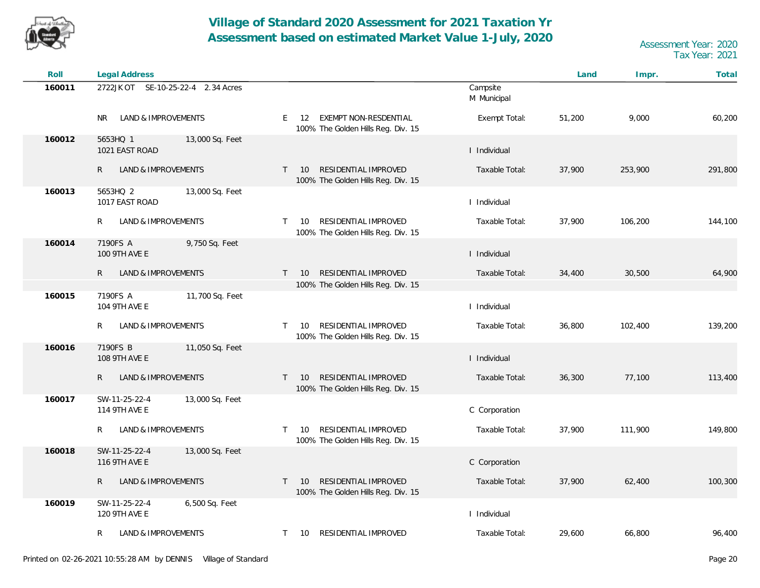# Village of Standard 2020 Assessment for 2021 Taxation Yr
## Assessment based on estimated Market Value 1-July, 2020

Assessment Year: 2020
Tax Year: 2021

| Roll | Legal Address | | | Land | Impr. | Total |
|---|---|---|---|---|---|---|
| **160011** | 2722JK OT SE-10-25-22-4 2.34 Acres | | Campsite<br>M Municipal | | | |
| | NR LAND & IMPROVEMENTS | E 12 EXEMPT NON-RESDENTIAL<br>100% The Golden Hills Reg. Div. 15 | Exempt Total: | 51,200 | 9,000 | 60,200 |
| **160012** | 5653HQ 1 13,000 Sq. Feet<br>1021 EAST ROAD | | I Individual | | | |
| | R LAND & IMPROVEMENTS | T 10 RESIDENTIAL IMPROVED<br>100% The Golden Hills Reg. Div. 15 | Taxable Total: | 37,900 | 253,900 | 291,800 |
| **160013** | 5653HQ 2 13,000 Sq. Feet<br>1017 EAST ROAD | | I Individual | | | |
| | R LAND & IMPROVEMENTS | T 10 RESIDENTIAL IMPROVED<br>100% The Golden Hills Reg. Div. 15 | Taxable Total: | 37,900 | 106,200 | 144,100 |
| **160014** | 7190FS A 9,750 Sq. Feet<br>100 9TH AVE E | | I Individual | | | |
| | R LAND & IMPROVEMENTS | T 10 RESIDENTIAL IMPROVED<br>100% The Golden Hills Reg. Div. 15 | Taxable Total: | 34,400 | 30,500 | 64,900 |
| **160015** | 7190FS A 11,700 Sq. Feet<br>104 9TH AVE E | | I Individual | | | |
| | R LAND & IMPROVEMENTS | T 10 RESIDENTIAL IMPROVED<br>100% The Golden Hills Reg. Div. 15 | Taxable Total: | 36,800 | 102,400 | 139,200 |
| **160016** | 7190FS B 11,050 Sq. Feet<br>108 9TH AVE E | | I Individual | | | |
| | R LAND & IMPROVEMENTS | T 10 RESIDENTIAL IMPROVED<br>100% The Golden Hills Reg. Div. 15 | Taxable Total: | 36,300 | 77,100 | 113,400 |
| **160017** | SW-11-25-22-4 13,000 Sq. Feet<br>114 9TH AVE E | | C Corporation | | | |
| | R LAND & IMPROVEMENTS | T 10 RESIDENTIAL IMPROVED<br>100% The Golden Hills Reg. Div. 15 | Taxable Total: | 37,900 | 111,900 | 149,800 |
| **160018** | SW-11-25-22-4 13,000 Sq. Feet<br>116 9TH AVE E | | C Corporation | | | |
| | R LAND & IMPROVEMENTS | T 10 RESIDENTIAL IMPROVED<br>100% The Golden Hills Reg. Div. 15 | Taxable Total: | 37,900 | 62,400 | 100,300 |
| **160019** | SW-11-25-22-4 6,500 Sq. Feet<br>120 9TH AVE E | | I Individual | | | |
| | R LAND & IMPROVEMENTS | T 10 RESIDENTIAL IMPROVED | Taxable Total: | 29,600 | 66,800 | 96,400 |

Printed on 02-26-2021 10:55:28 AM by DENNIS Village of Standard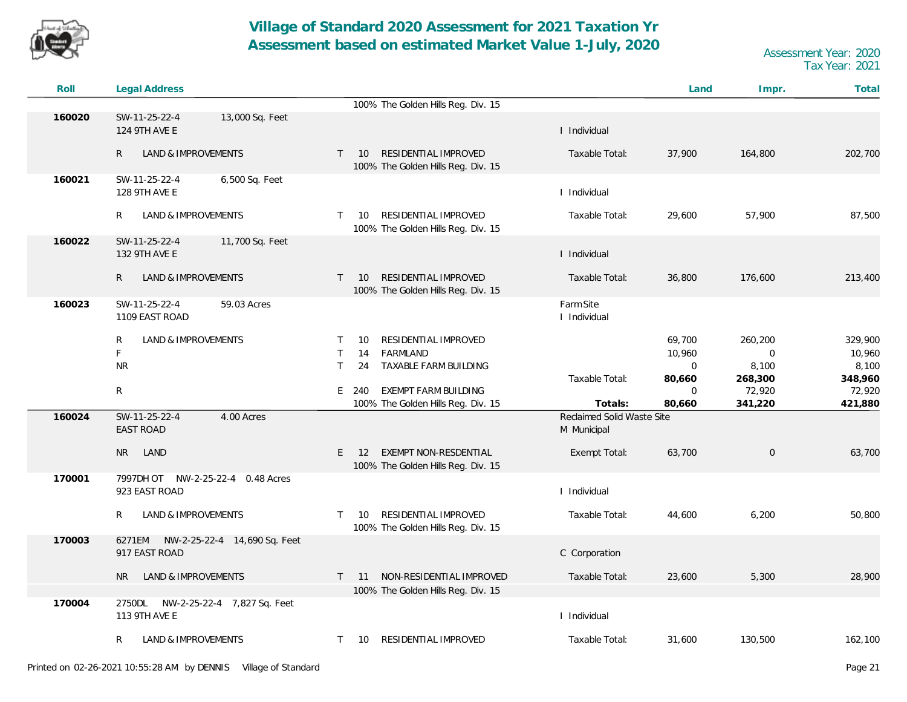# Village of Standard 2020 Assessment for 2021 Taxation Yr
## Assessment based on estimated Market Value 1-July, 2020

Assessment Year: 2020
Tax Year: 2021

| Roll | Legal Address | | | | | Land | Impr. | Total |
|---|---|---|---|---|---|---|---|---|
| | | | | 100% The Golden Hills Reg. Div. 15 | | | | |
| 160020 | SW-11-25-22-4 13,000 Sq. Feet | | | | | | | |
| | 124 9TH AVE E | | | | I Individual | | | |
| | R | LAND & IMPROVEMENTS | T | 10 RESIDENTIAL IMPROVED | Taxable Total: | 37,900 | 164,800 | 202,700 |
| | | | | 100% The Golden Hills Reg. Div. 15 | | | | |
| 160021 | SW-11-25-22-4 6,500 Sq. Feet | | | | | | | |
| | 128 9TH AVE E | | | | I Individual | | | |
| | R | LAND & IMPROVEMENTS | T | 10 RESIDENTIAL IMPROVED | Taxable Total: | 29,600 | 57,900 | 87,500 |
| | | | | 100% The Golden Hills Reg. Div. 15 | | | | |
| 160022 | SW-11-25-22-4 11,700 Sq. Feet | | | | | | | |
| | 132 9TH AVE E | | | | I Individual | | | |
| | R | LAND & IMPROVEMENTS | T | 10 RESIDENTIAL IMPROVED | Taxable Total: | 36,800 | 176,600 | 213,400 |
| | | | | 100% The Golden Hills Reg. Div. 15 | | | | |
| 160023 | SW-11-25-22-4 59.03 Acres | | | | Farm Site | | | |
| | 1109 EAST ROAD | | | | I Individual | | | |
| | R | LAND & IMPROVEMENTS | T | 10 RESIDENTIAL IMPROVED | | 69,700 | 260,200 | 329,900 |
| | F | | T | 14 FARMLAND | | 10,960 | 0 | 10,960 |
| | NR | | T | 24 TAXABLE FARM BUILDING | | 0 | 8,100 | 8,100 |
| | | | | | Taxable Total: | **80,660** | **268,300** | **348,960** |
| | R | | E | 240 EXEMPT FARM BUILDING | | 0 | 72,920 | 72,920 |
| | | | | 100% The Golden Hills Reg. Div. 15 | **Totals:** | **80,660** | **341,220** | **421,880** |
| 160024 | SW-11-25-22-4 4.00 Acres | | | | Reclaimed Solid Waste Site | | | |
| | EAST ROAD | | | | M Municipal | | | |
| | NR | LAND | E | 12 EXEMPT NON-RESDENTIAL | Exempt Total: | 63,700 | 0 | 63,700 |
| | | | | 100% The Golden Hills Reg. Div. 15 | | | | |
| 170001 | 7997DH OT NW-2-25-22-4 0.48 Acres | | | | | | | |
| | 923 EAST ROAD | | | | I Individual | | | |
| | R | LAND & IMPROVEMENTS | T | 10 RESIDENTIAL IMPROVED | Taxable Total: | 44,600 | 6,200 | 50,800 |
| | | | | 100% The Golden Hills Reg. Div. 15 | | | | |
| 170003 | 6271EM NW-2-25-22-4 14,690 Sq. Feet | | | | | | | |
| | 917 EAST ROAD | | | | C Corporation | | | |
| | NR | LAND & IMPROVEMENTS | T | 11 NON-RESIDENTIAL IMPROVED | Taxable Total: | 23,600 | 5,300 | 28,900 |
| | | | | 100% The Golden Hills Reg. Div. 15 | | | | |
| 170004 | 2750DL NW-2-25-22-4 7,827 Sq. Feet | | | | | | | |
| | 113 9TH AVE E | | | | I Individual | | | |
| | R | LAND & IMPROVEMENTS | T | 10 RESIDENTIAL IMPROVED | Taxable Total: | 31,600 | 130,500 | 162,100 |

Printed on 02-26-2021 10:55:28 AM by DENNIS Village of Standard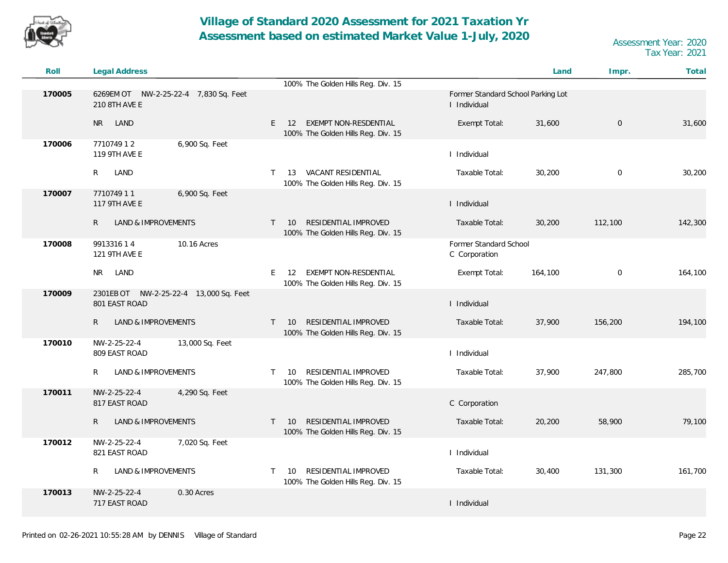# Village of Standard 2020 Assessment for 2021 Taxation Yr
# Assessment based on estimated Market Value 1-July, 2020

Assessment Year: 2020
Tax Year: 2021

| Roll | Legal Address | | | Land | Impr. | Total |
|---|---|---|---|---|---|---|
| | | 100% The Golden Hills Reg. Div. 15 | | | | |
| 170005 | 6269EM OT NW-2-25-22-4 7,830 Sq. Feet<br>210 8TH AVE E | | Former Standard School Parking Lot<br>I Individual | | | |
| | NR LAND | E 12 EXEMPT NON-RESDENTIAL<br>100% The Golden Hills Reg. Div. 15 | Exempt Total: | 31,600 | 0 | 31,600 |
| 170006 | 7710749 1 2 6,900 Sq. Feet<br>119 9TH AVE E | | I Individual | | | |
| | R LAND | T 13 VACANT RESIDENTIAL<br>100% The Golden Hills Reg. Div. 15 | Taxable Total: | 30,200 | 0 | 30,200 |
| 170007 | 7710749 1 1 6,900 Sq. Feet<br>117 9TH AVE E | | I Individual | | | |
| | R LAND & IMPROVEMENTS | T 10 RESIDENTIAL IMPROVED<br>100% The Golden Hills Reg. Div. 15 | Taxable Total: | 30,200 | 112,100 | 142,300 |
| 170008 | 9913316 1 4 10.16 Acres<br>121 9TH AVE E | | Former Standard School<br>C Corporation | | | |
| | NR LAND | E 12 EXEMPT NON-RESDENTIAL<br>100% The Golden Hills Reg. Div. 15 | Exempt Total: | 164,100 | 0 | 164,100 |
| 170009 | 2301EB OT NW-2-25-22-4 13,000 Sq. Feet<br>801 EAST ROAD | | I Individual | | | |
| | R LAND & IMPROVEMENTS | T 10 RESIDENTIAL IMPROVED<br>100% The Golden Hills Reg. Div. 15 | Taxable Total: | 37,900 | 156,200 | 194,100 |
| 170010 | NW-2-25-22-4 13,000 Sq. Feet<br>809 EAST ROAD | | I Individual | | | |
| | R LAND & IMPROVEMENTS | T 10 RESIDENTIAL IMPROVED<br>100% The Golden Hills Reg. Div. 15 | Taxable Total: | 37,900 | 247,800 | 285,700 |
| 170011 | NW-2-25-22-4 4,290 Sq. Feet<br>817 EAST ROAD | | C Corporation | | | |
| | R LAND & IMPROVEMENTS | T 10 RESIDENTIAL IMPROVED<br>100% The Golden Hills Reg. Div. 15 | Taxable Total: | 20,200 | 58,900 | 79,100 |
| 170012 | NW-2-25-22-4 7,020 Sq. Feet<br>821 EAST ROAD | | I Individual | | | |
| | R LAND & IMPROVEMENTS | T 10 RESIDENTIAL IMPROVED<br>100% The Golden Hills Reg. Div. 15 | Taxable Total: | 30,400 | 131,300 | 161,700 |
| 170013 | NW-2-25-22-4 0.30 Acres<br>717 EAST ROAD | | I Individual | | | |

Printed on 02-26-2021 10:55:28 AM by DENNIS Village of Standard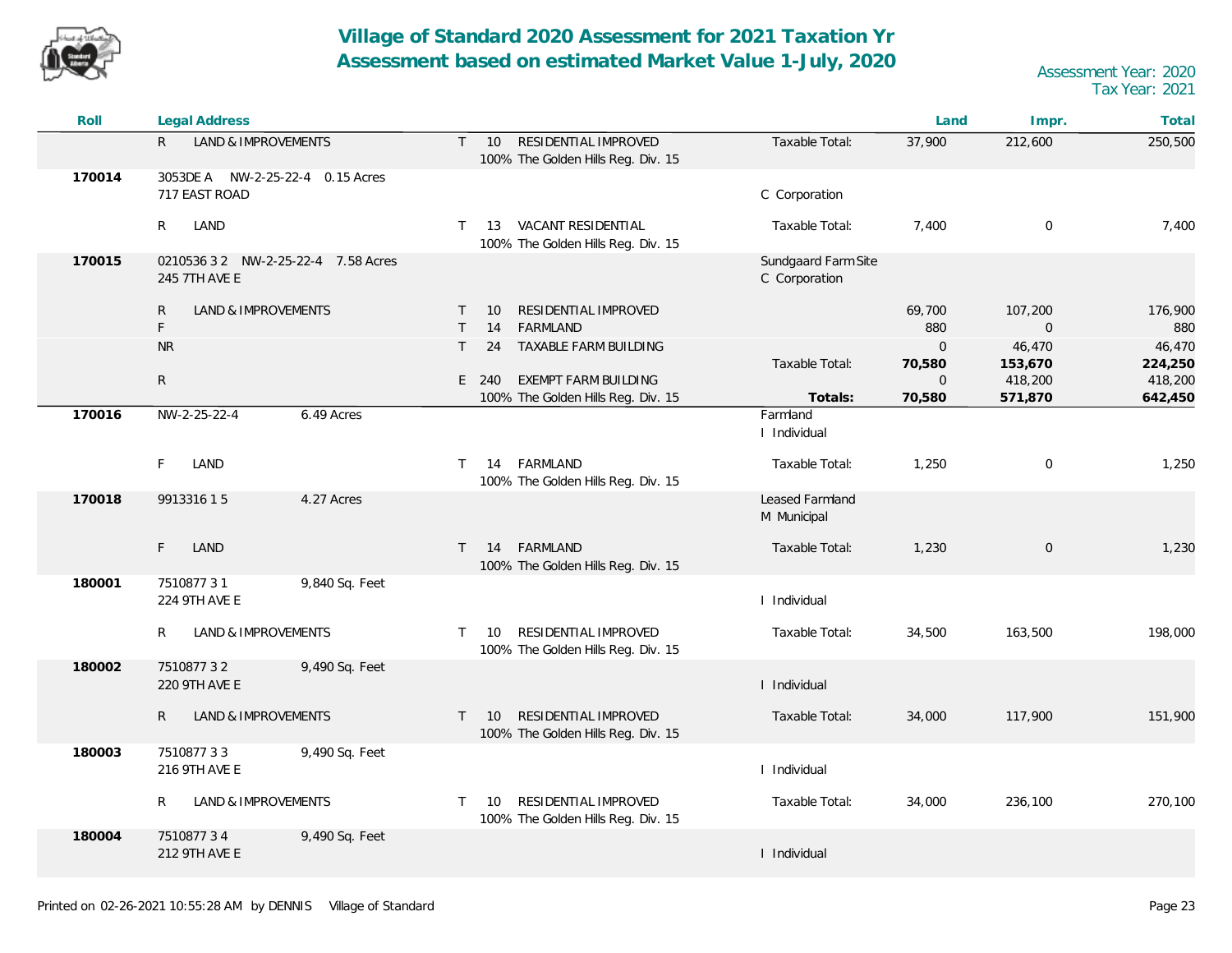# Village of Standard 2020 Assessment for 2021 Taxation Yr
## Assessment based on estimated Market Value 1-July, 2020

Assessment Year: 2020
Tax Year: 2021

| Roll | Legal Address | | | | Land | Impr. | Total |
|---|---|---|---|---|---|---|---|
| | R LAND & IMPROVEMENTS | T 10 RESIDENTIAL IMPROVED<br>100% The Golden Hills Reg. Div. 15 | | Taxable Total: | 37,900 | 212,600 | 250,500 |
| 170014 | 3053DE A NW-2-25-22-4 0.15 Acres<br>717 EAST ROAD | | C Corporation | | | | |
| | R LAND | T 13 VACANT RESIDENTIAL<br>100% The Golden Hills Reg. Div. 15 | | Taxable Total: | 7,400 | 0 | 7,400 |
| 170015 | 0210536 3 2 NW-2-25-22-4 7.58 Acres<br>245 7TH AVE E | | Sundgaard Farm Site<br>C Corporation | | | | |
| | R LAND & IMPROVEMENTS | T 10 RESIDENTIAL IMPROVED | | | 69,700 | 107,200 | 176,900 |
| | F | T 14 FARMLAND | | | 880 | 0 | 880 |
| | NR | T 24 TAXABLE FARM BUILDING | | | 0 | 46,470 | 46,470 |
| | | | | Taxable Total: | **70,580** | **153,670** | **224,250** |
| | R | E 240 EXEMPT FARM BUILDING<br>100% The Golden Hills Reg. Div. 15 | | | 0 | 418,200 | 418,200 |
| | | | | **Totals:** | **70,580** | **571,870** | **642,450** |
| 170016 | NW-2-25-22-4 6.49 Acres | | Farmland<br>I Individual | | | | |
| | F LAND | T 14 FARMLAND<br>100% The Golden Hills Reg. Div. 15 | | Taxable Total: | 1,250 | 0 | 1,250 |
| 170018 | 9913316 1 5 4.27 Acres | | Leased Farmland<br>M Municipal | | | | |
| | F LAND | T 14 FARMLAND<br>100% The Golden Hills Reg. Div. 15 | | Taxable Total: | 1,230 | 0 | 1,230 |
| 180001 | 7510877 3 1 9,840 Sq. Feet<br>224 9TH AVE E | | I Individual | | | | |
| | R LAND & IMPROVEMENTS | T 10 RESIDENTIAL IMPROVED<br>100% The Golden Hills Reg. Div. 15 | | Taxable Total: | 34,500 | 163,500 | 198,000 |
| 180002 | 7510877 3 2 9,490 Sq. Feet<br>220 9TH AVE E | | I Individual | | | | |
| | R LAND & IMPROVEMENTS | T 10 RESIDENTIAL IMPROVED<br>100% The Golden Hills Reg. Div. 15 | | Taxable Total: | 34,000 | 117,900 | 151,900 |
| 180003 | 7510877 3 3 9,490 Sq. Feet<br>216 9TH AVE E | | I Individual | | | | |
| | R LAND & IMPROVEMENTS | T 10 RESIDENTIAL IMPROVED<br>100% The Golden Hills Reg. Div. 15 | | Taxable Total: | 34,000 | 236,100 | 270,100 |
| 180004 | 7510877 3 4 9,490 Sq. Feet<br>212 9TH AVE E | | I Individual | | | | |

Printed on 02-26-2021 10:55:28 AM by DENNIS Village of Standard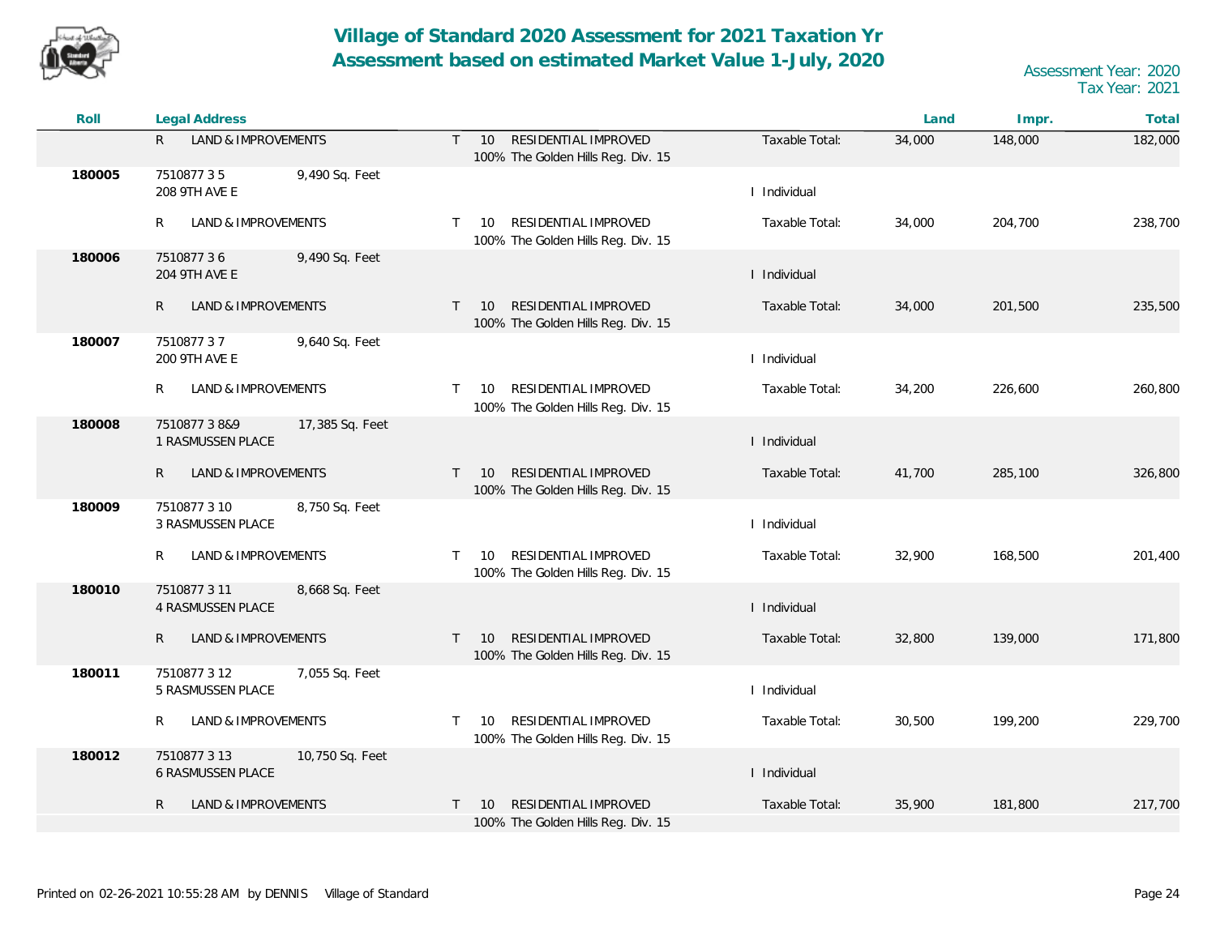# Village of Standard 2020 Assessment for 2021 Taxation Yr
# Assessment based on estimated Market Value 1-July, 2020

Assessment Year: 2020
Tax Year: 2021

| Roll | Legal Address | | | | | Land | Impr. | Total |
|---|---|---|---|---|---|---|---|---|
| | R LAND & IMPROVEMENTS | | T 10 RESIDENTIAL IMPROVED<br>100% The Golden Hills Reg. Div. 15 | | Taxable Total: | 34,000 | 148,000 | 182,000 |
| 180005 | 7510877 3 5<br>208 9TH AVE E | 9,490 Sq. Feet | | I Individual | | | | |
| | R LAND & IMPROVEMENTS | | T 10 RESIDENTIAL IMPROVED<br>100% The Golden Hills Reg. Div. 15 | | Taxable Total: | 34,000 | 204,700 | 238,700 |
| 180006 | 7510877 3 6<br>204 9TH AVE E | 9,490 Sq. Feet | | I Individual | | | | |
| | R LAND & IMPROVEMENTS | | T 10 RESIDENTIAL IMPROVED<br>100% The Golden Hills Reg. Div. 15 | | Taxable Total: | 34,000 | 201,500 | 235,500 |
| 180007 | 7510877 3 7<br>200 9TH AVE E | 9,640 Sq. Feet | | I Individual | | | | |
| | R LAND & IMPROVEMENTS | | T 10 RESIDENTIAL IMPROVED<br>100% The Golden Hills Reg. Div. 15 | | Taxable Total: | 34,200 | 226,600 | 260,800 |
| 180008 | 7510877 3 8&9<br>1 RASMUSSEN PLACE | 17,385 Sq. Feet | | I Individual | | | | |
| | R LAND & IMPROVEMENTS | | T 10 RESIDENTIAL IMPROVED<br>100% The Golden Hills Reg. Div. 15 | | Taxable Total: | 41,700 | 285,100 | 326,800 |
| 180009 | 7510877 3 10<br>3 RASMUSSEN PLACE | 8,750 Sq. Feet | | I Individual | | | | |
| | R LAND & IMPROVEMENTS | | T 10 RESIDENTIAL IMPROVED<br>100% The Golden Hills Reg. Div. 15 | | Taxable Total: | 32,900 | 168,500 | 201,400 |
| 180010 | 7510877 3 11<br>4 RASMUSSEN PLACE | 8,668 Sq. Feet | | I Individual | | | | |
| | R LAND & IMPROVEMENTS | | T 10 RESIDENTIAL IMPROVED<br>100% The Golden Hills Reg. Div. 15 | | Taxable Total: | 32,800 | 139,000 | 171,800 |
| 180011 | 7510877 3 12<br>5 RASMUSSEN PLACE | 7,055 Sq. Feet | | I Individual | | | | |
| | R LAND & IMPROVEMENTS | | T 10 RESIDENTIAL IMPROVED<br>100% The Golden Hills Reg. Div. 15 | | Taxable Total: | 30,500 | 199,200 | 229,700 |
| 180012 | 7510877 3 13<br>6 RASMUSSEN PLACE | 10,750 Sq. Feet | | I Individual | | | | |
| | R LAND & IMPROVEMENTS | | T 10 RESIDENTIAL IMPROVED<br>100% The Golden Hills Reg. Div. 15 | | Taxable Total: | 35,900 | 181,800 | 217,700 |

Printed on 02-26-2021 10:55:28 AM by DENNIS Village of Standard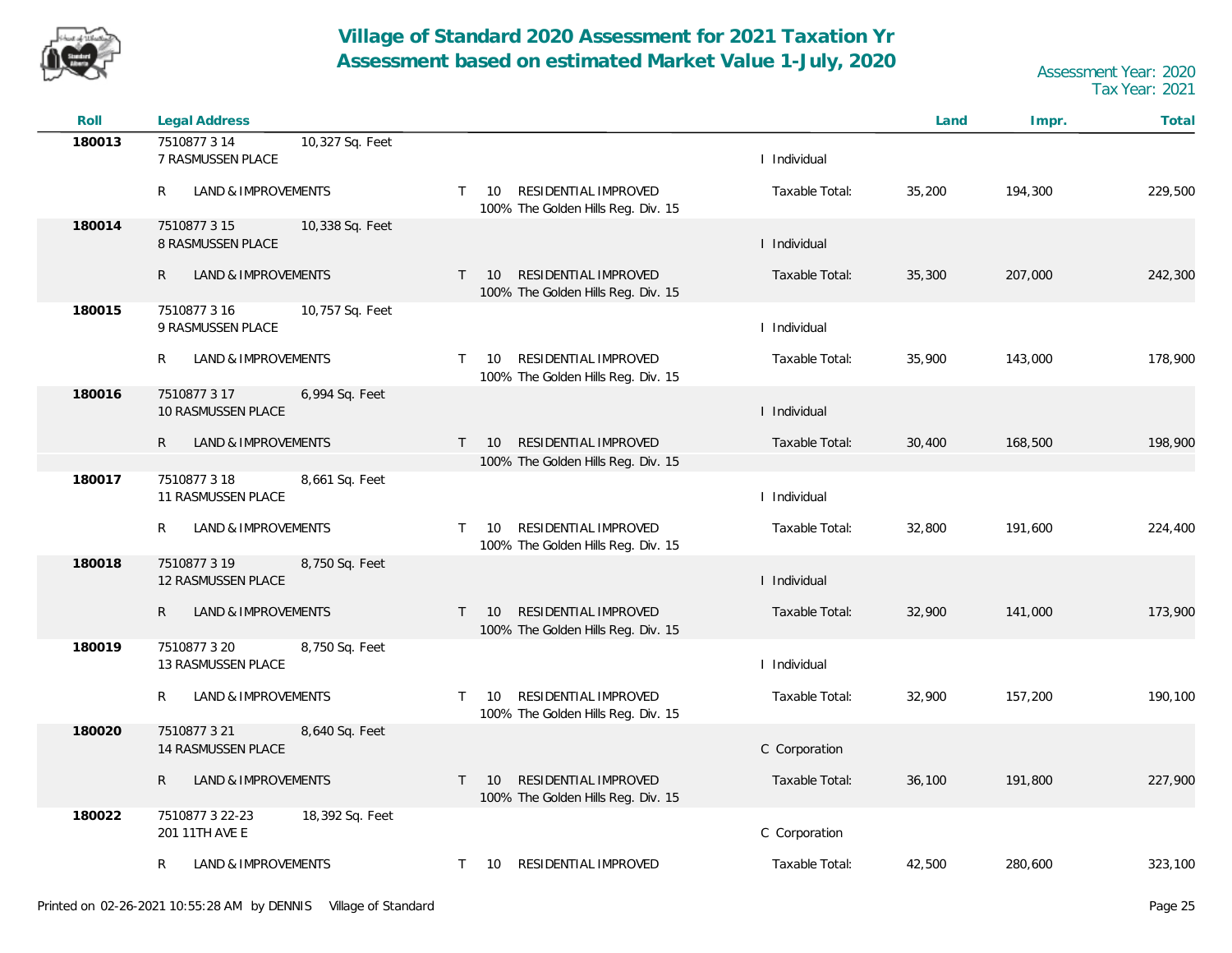# Village of Standard 2020 Assessment for 2021 Taxation Yr
## Assessment based on estimated Market Value 1-July, 2020

Assessment Year: 2020
Tax Year: 2021

| Roll | Legal Address | | | | | Land | Impr. | Total |
|---|---|---|---|---|---|---|---|---|
| 180013 | 7510877 3 14 | 10,327 Sq. Feet | | | | | | |
| | 7 RASMUSSEN PLACE | | | | I Individual | | | |
| | R LAND & IMPROVEMENTS | | T | 10 RESIDENTIAL IMPROVED<br>100% The Golden Hills Reg. Div. 15 | Taxable Total: | 35,200 | 194,300 | 229,500 |
| 180014 | 7510877 3 15 | 10,338 Sq. Feet | | | | | | |
| | 8 RASMUSSEN PLACE | | | | I Individual | | | |
| | R LAND & IMPROVEMENTS | | T | 10 RESIDENTIAL IMPROVED<br>100% The Golden Hills Reg. Div. 15 | Taxable Total: | 35,300 | 207,000 | 242,300 |
| 180015 | 7510877 3 16 | 10,757 Sq. Feet | | | | | | |
| | 9 RASMUSSEN PLACE | | | | I Individual | | | |
| | R LAND & IMPROVEMENTS | | T | 10 RESIDENTIAL IMPROVED<br>100% The Golden Hills Reg. Div. 15 | Taxable Total: | 35,900 | 143,000 | 178,900 |
| 180016 | 7510877 3 17 | 6,994 Sq. Feet | | | | | | |
| | 10 RASMUSSEN PLACE | | | | I Individual | | | |
| | R LAND & IMPROVEMENTS | | T | 10 RESIDENTIAL IMPROVED<br>100% The Golden Hills Reg. Div. 15 | Taxable Total: | 30,400 | 168,500 | 198,900 |
| 180017 | 7510877 3 18 | 8,661 Sq. Feet | | | | | | |
| | 11 RASMUSSEN PLACE | | | | I Individual | | | |
| | R LAND & IMPROVEMENTS | | T | 10 RESIDENTIAL IMPROVED<br>100% The Golden Hills Reg. Div. 15 | Taxable Total: | 32,800 | 191,600 | 224,400 |
| 180018 | 7510877 3 19 | 8,750 Sq. Feet | | | | | | |
| | 12 RASMUSSEN PLACE | | | | I Individual | | | |
| | R LAND & IMPROVEMENTS | | T | 10 RESIDENTIAL IMPROVED<br>100% The Golden Hills Reg. Div. 15 | Taxable Total: | 32,900 | 141,000 | 173,900 |
| 180019 | 7510877 3 20 | 8,750 Sq. Feet | | | | | | |
| | 13 RASMUSSEN PLACE | | | | I Individual | | | |
| | R LAND & IMPROVEMENTS | | T | 10 RESIDENTIAL IMPROVED<br>100% The Golden Hills Reg. Div. 15 | Taxable Total: | 32,900 | 157,200 | 190,100 |
| 180020 | 7510877 3 21 | 8,640 Sq. Feet | | | | | | |
| | 14 RASMUSSEN PLACE | | | | C Corporation | | | |
| | R LAND & IMPROVEMENTS | | T | 10 RESIDENTIAL IMPROVED<br>100% The Golden Hills Reg. Div. 15 | Taxable Total: | 36,100 | 191,800 | 227,900 |
| 180022 | 7510877 3 22-23 | 18,392 Sq. Feet | | | | | | |
| | 201 11TH AVE E | | | | C Corporation | | | |
| | R LAND & IMPROVEMENTS | | T | 10 RESIDENTIAL IMPROVED | Taxable Total: | 42,500 | 280,600 | 323,100 |

Printed on 02-26-2021 10:55:28 AM by DENNIS Village of Standard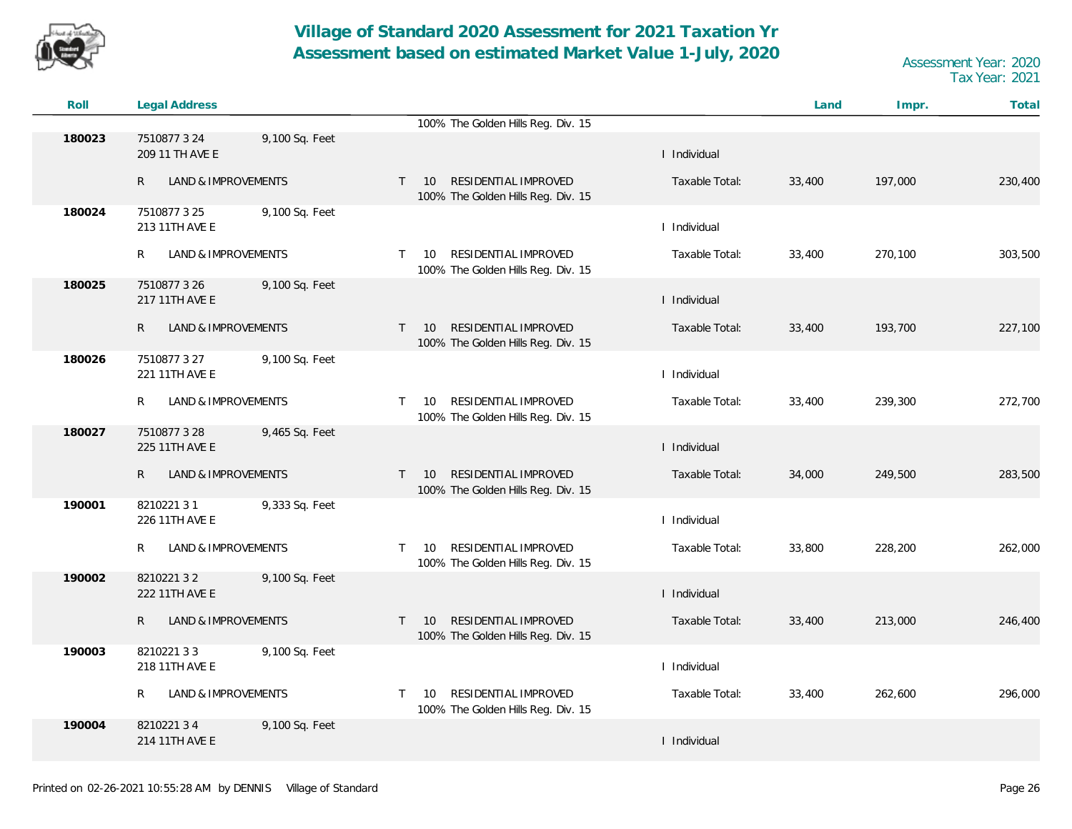# Village of Standard 2020 Assessment for 2021 Taxation Yr
## Assessment based on estimated Market Value 1-July, 2020

Assessment Year: 2020
Tax Year: 2021

| Roll | Legal Address | | | | Land | Impr. | Total |
|---|---|---|---|---|---|---|---|
| | | | 100% The Golden Hills Reg. Div. 15 | | | | |
| 180023 | 7510877 3 24<br>209 11 TH AVE E | 9,100 Sq. Feet | | I Individual | | | |
| | R LAND & IMPROVEMENTS | | T 10 RESIDENTIAL IMPROVED<br>100% The Golden Hills Reg. Div. 15 | Taxable Total: | 33,400 | 197,000 | 230,400 |
| 180024 | 7510877 3 25<br>213 11TH AVE E | 9,100 Sq. Feet | | I Individual | | | |
| | R LAND & IMPROVEMENTS | | T 10 RESIDENTIAL IMPROVED<br>100% The Golden Hills Reg. Div. 15 | Taxable Total: | 33,400 | 270,100 | 303,500 |
| 180025 | 7510877 3 26<br>217 11TH AVE E | 9,100 Sq. Feet | | I Individual | | | |
| | R LAND & IMPROVEMENTS | | T 10 RESIDENTIAL IMPROVED<br>100% The Golden Hills Reg. Div. 15 | Taxable Total: | 33,400 | 193,700 | 227,100 |
| 180026 | 7510877 3 27<br>221 11TH AVE E | 9,100 Sq. Feet | | I Individual | | | |
| | R LAND & IMPROVEMENTS | | T 10 RESIDENTIAL IMPROVED<br>100% The Golden Hills Reg. Div. 15 | Taxable Total: | 33,400 | 239,300 | 272,700 |
| 180027 | 7510877 3 28<br>225 11TH AVE E | 9,465 Sq. Feet | | I Individual | | | |
| | R LAND & IMPROVEMENTS | | T 10 RESIDENTIAL IMPROVED<br>100% The Golden Hills Reg. Div. 15 | Taxable Total: | 34,000 | 249,500 | 283,500 |
| 190001 | 8210221 3 1<br>226 11TH AVE E | 9,333 Sq. Feet | | I Individual | | | |
| | R LAND & IMPROVEMENTS | | T 10 RESIDENTIAL IMPROVED<br>100% The Golden Hills Reg. Div. 15 | Taxable Total: | 33,800 | 228,200 | 262,000 |
| 190002 | 8210221 3 2<br>222 11TH AVE E | 9,100 Sq. Feet | | I Individual | | | |
| | R LAND & IMPROVEMENTS | | T 10 RESIDENTIAL IMPROVED<br>100% The Golden Hills Reg. Div. 15 | Taxable Total: | 33,400 | 213,000 | 246,400 |
| 190003 | 8210221 3 3<br>218 11TH AVE E | 9,100 Sq. Feet | | I Individual | | | |
| | R LAND & IMPROVEMENTS | | T 10 RESIDENTIAL IMPROVED<br>100% The Golden Hills Reg. Div. 15 | Taxable Total: | 33,400 | 262,600 | 296,000 |
| 190004 | 8210221 3 4<br>214 11TH AVE E | 9,100 Sq. Feet | | I Individual | | | |

Printed on 02-26-2021 10:55:28 AM by DENNIS Village of Standard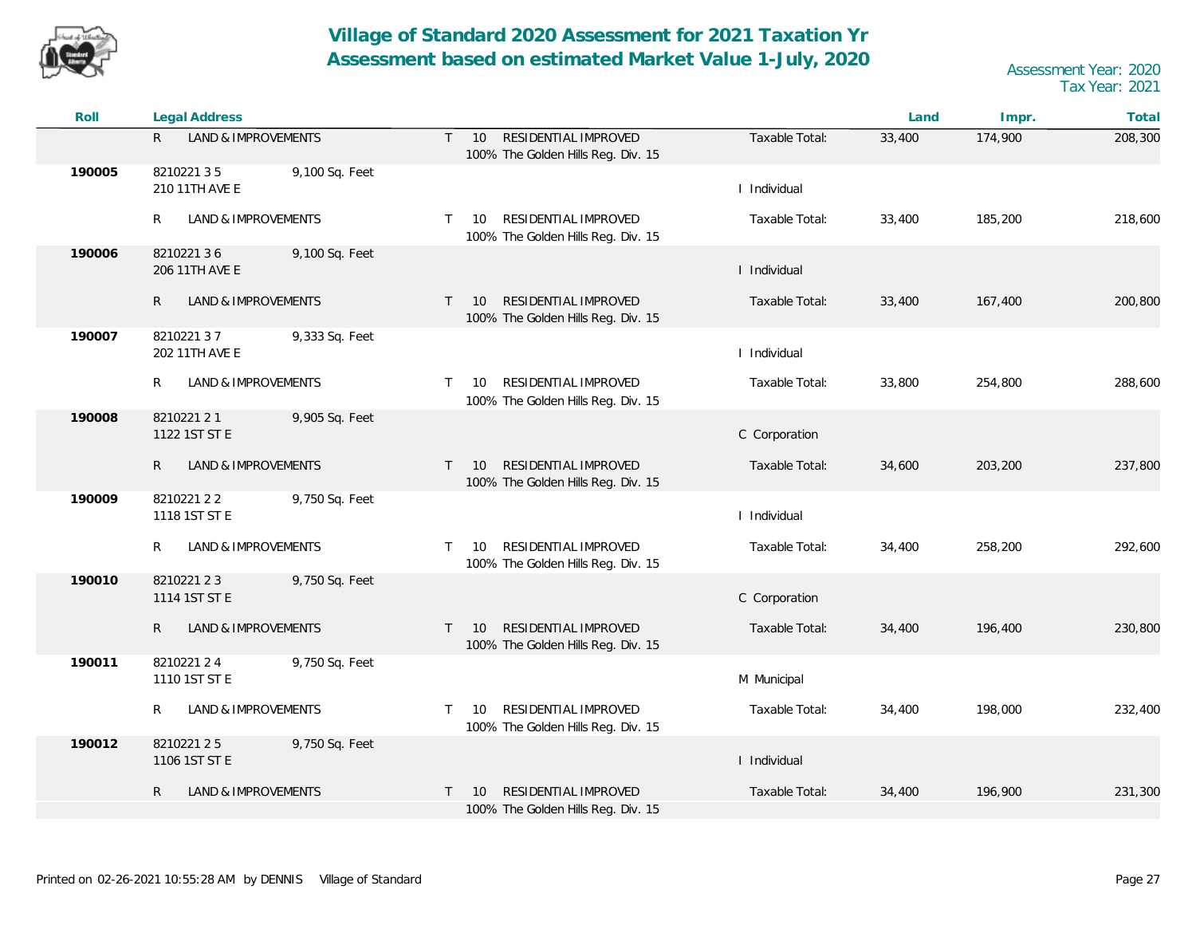# Village of Standard 2020 Assessment for 2021 Taxation Yr
## Assessment based on estimated Market Value 1-July, 2020

Assessment Year: 2020
Tax Year: 2021

| Roll | Legal Address | | | | | Land | Impr. | Total |
|---|---|---|---|---|---|---|---|---|
| | R LAND & IMPROVEMENTS | | T 10 RESIDENTIAL IMPROVED<br>100% The Golden Hills Reg. Div. 15 | | Taxable Total: | 33,400 | 174,900 | 208,300 |
| **190005** | 8210221 3 5<br>210 11TH AVE E | 9,100 Sq. Feet | | I Individual | | | | |
| | R LAND & IMPROVEMENTS | | T 10 RESIDENTIAL IMPROVED<br>100% The Golden Hills Reg. Div. 15 | | Taxable Total: | 33,400 | 185,200 | 218,600 |
| **190006** | 8210221 3 6<br>206 11TH AVE E | 9,100 Sq. Feet | | I Individual | | | | |
| | R LAND & IMPROVEMENTS | | T 10 RESIDENTIAL IMPROVED<br>100% The Golden Hills Reg. Div. 15 | | Taxable Total: | 33,400 | 167,400 | 200,800 |
| **190007** | 8210221 3 7<br>202 11TH AVE E | 9,333 Sq. Feet | | I Individual | | | | |
| | R LAND & IMPROVEMENTS | | T 10 RESIDENTIAL IMPROVED<br>100% The Golden Hills Reg. Div. 15 | | Taxable Total: | 33,800 | 254,800 | 288,600 |
| **190008** | 8210221 2 1<br>1122 1ST ST E | 9,905 Sq. Feet | | C Corporation | | | | |
| | R LAND & IMPROVEMENTS | | T 10 RESIDENTIAL IMPROVED<br>100% The Golden Hills Reg. Div. 15 | | Taxable Total: | 34,600 | 203,200 | 237,800 |
| **190009** | 8210221 2 2<br>1118 1ST ST E | 9,750 Sq. Feet | | I Individual | | | | |
| | R LAND & IMPROVEMENTS | | T 10 RESIDENTIAL IMPROVED<br>100% The Golden Hills Reg. Div. 15 | | Taxable Total: | 34,400 | 258,200 | 292,600 |
| **190010** | 8210221 2 3<br>1114 1ST ST E | 9,750 Sq. Feet | | C Corporation | | | | |
| | R LAND & IMPROVEMENTS | | T 10 RESIDENTIAL IMPROVED<br>100% The Golden Hills Reg. Div. 15 | | Taxable Total: | 34,400 | 196,400 | 230,800 |
| **190011** | 8210221 2 4<br>1110 1ST ST E | 9,750 Sq. Feet | | M Municipal | | | | |
| | R LAND & IMPROVEMENTS | | T 10 RESIDENTIAL IMPROVED<br>100% The Golden Hills Reg. Div. 15 | | Taxable Total: | 34,400 | 198,000 | 232,400 |
| **190012** | 8210221 2 5<br>1106 1ST ST E | 9,750 Sq. Feet | | I Individual | | | | |
| | R LAND & IMPROVEMENTS | | T 10 RESIDENTIAL IMPROVED<br>100% The Golden Hills Reg. Div. 15 | | Taxable Total: | 34,400 | 196,900 | 231,300 |

Printed on 02-26-2021 10:55:28 AM by DENNIS Village of Standard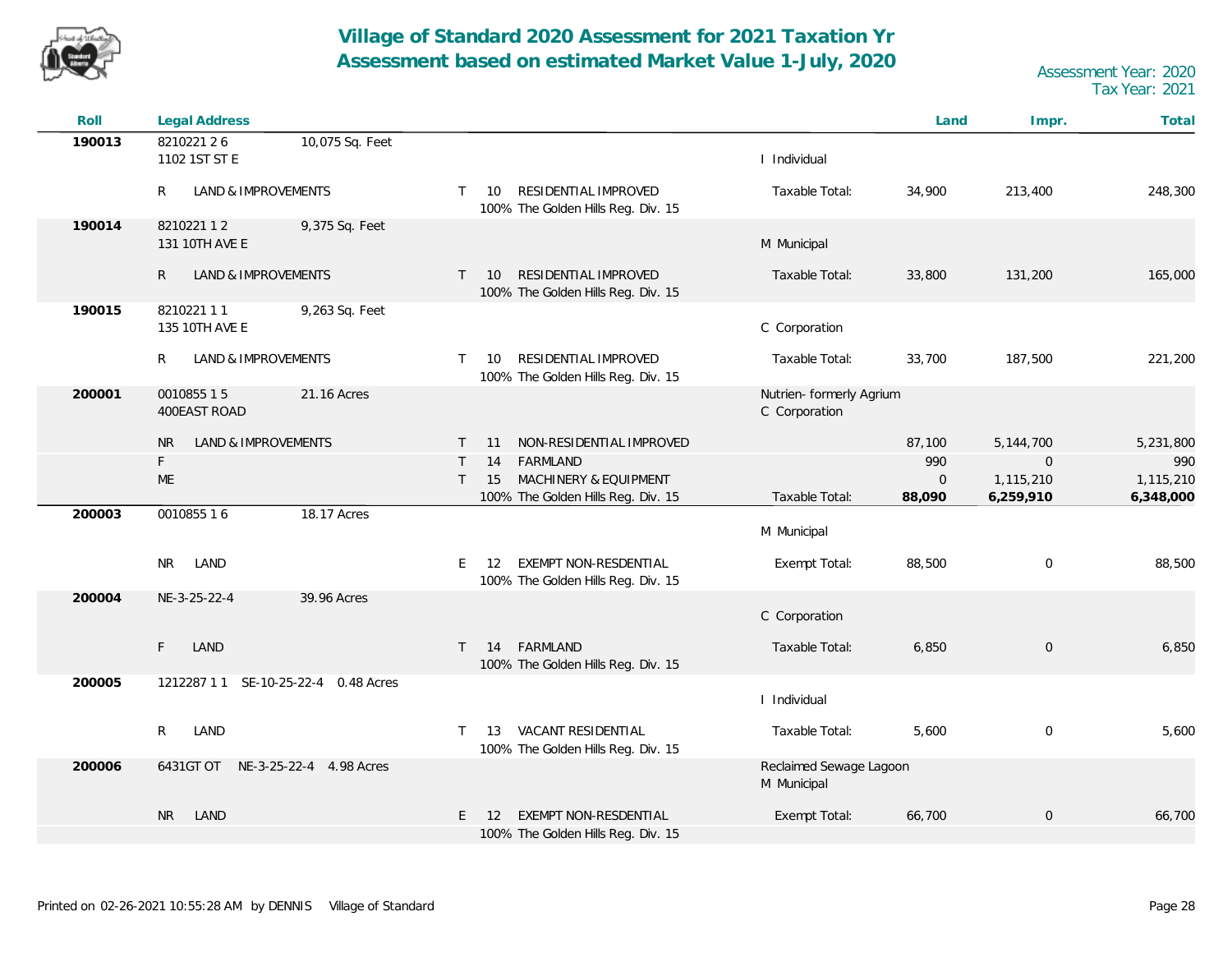# Village of Standard 2020 Assessment for 2021 Taxation Yr
## Assessment based on estimated Market Value 1-July, 2020

Assessment Year: 2020
Tax Year: 2021

| Roll | Legal Address | | | | | | | Land | Impr. | Total |
|---|---|---|---|---|---|---|---|---|---|---|
| **190013** | 8210221 2 6 | 10,075 Sq. Feet | | | | | | | | |
| | 1102 1ST ST E | | | | | | I Individual | | | |
| | R | LAND & IMPROVEMENTS | T | 10 | RESIDENTIAL IMPROVED | | Taxable Total: | 34,900 | 213,400 | 248,300 |
| | | | | | 100% The Golden Hills Reg. Div. 15 | | | | | |
| **190014** | 8210221 1 2 | 9,375 Sq. Feet | | | | | | | | |
| | 131 10TH AVE E | | | | | | M Municipal | | | |
| | R | LAND & IMPROVEMENTS | T | 10 | RESIDENTIAL IMPROVED | | Taxable Total: | 33,800 | 131,200 | 165,000 |
| | | | | | 100% The Golden Hills Reg. Div. 15 | | | | | |
| **190015** | 8210221 1 1 | 9,263 Sq. Feet | | | | | | | | |
| | 135 10TH AVE E | | | | | | C Corporation | | | |
| | R | LAND & IMPROVEMENTS | T | 10 | RESIDENTIAL IMPROVED | | Taxable Total: | 33,700 | 187,500 | 221,200 |
| | | | | | 100% The Golden Hills Reg. Div. 15 | | | | | |
| **200001** | 0010855 1 5 | 21.16 Acres | | | | | Nutrien- formerly Agrium | | | |
| | 400EAST ROAD | | | | | | C Corporation | | | |
| | NR | LAND & IMPROVEMENTS | T | 11 | NON-RESIDENTIAL IMPROVED | | | 87,100 | 5,144,700 | 5,231,800 |
| | F | | T | 14 | FARMLAND | | | 990 | 0 | 990 |
| | ME | | T | 15 | MACHINERY & EQUIPMENT | | | 0 | 1,115,210 | 1,115,210 |
| | | | | | 100% The Golden Hills Reg. Div. 15 | | Taxable Total: | **88,090** | **6,259,910** | **6,348,000** |
| **200003** | 0010855 1 6 | 18.17 Acres | | | | | | | | |
| | | | | | | | M Municipal | | | |
| | NR | LAND | E | 12 | EXEMPT NON-RESDENTIAL | | Exempt Total: | 88,500 | 0 | 88,500 |
| | | | | | 100% The Golden Hills Reg. Div. 15 | | | | | |
| **200004** | NE-3-25-22-4 | 39.96 Acres | | | | | | | | |
| | | | | | | | C Corporation | | | |
| | F | LAND | T | 14 | FARMLAND | | Taxable Total: | 6,850 | 0 | 6,850 |
| | | | | | 100% The Golden Hills Reg. Div. 15 | | | | | |
| **200005** | 1212287 1 1 SE-10-25-22-4 | 0.48 Acres | | | | | | | | |
| | | | | | | | I Individual | | | |
| | R | LAND | T | 13 | VACANT RESIDENTIAL | | Taxable Total: | 5,600 | 0 | 5,600 |
| | | | | | 100% The Golden Hills Reg. Div. 15 | | | | | |
| **200006** | 6431GT OT NE-3-25-22-4 | 4.98 Acres | | | | | Reclaimed Sewage Lagoon | | | |
| | | | | | | | M Municipal | | | |
| | NR | LAND | E | 12 | EXEMPT NON-RESDENTIAL | | Exempt Total: | 66,700 | 0 | 66,700 |
| | | | | | 100% The Golden Hills Reg. Div. 15 | | | | | |

Printed on 02-26-2021 10:55:28 AM by DENNIS Village of Standard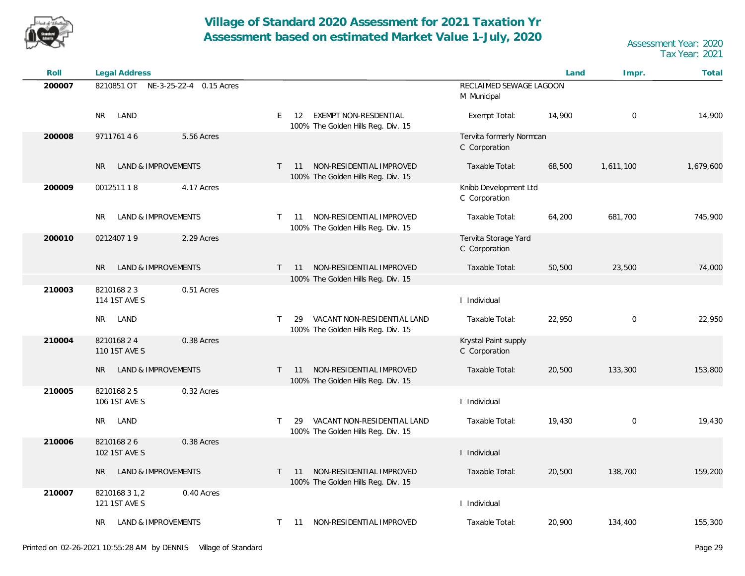# Village of Standard 2020 Assessment for 2021 Taxation Yr
## Assessment based on estimated Market Value 1-July, 2020

Assessment Year: 2020
Tax Year: 2021

| Roll | Legal Address | | | | Land | Impr. | Total |
|---|---|---|---|---|---|---|---|
| 200007 | 8210851 OT NE-3-25-22-4 0.15 Acres | | | RECLAIMED SEWAGE LAGOON<br>M Municipal | | | |
| | NR LAND | | E 12 EXEMPT NON-RESDENTIAL<br>100% The Golden Hills Reg. Div. 15 | Exempt Total: | 14,900 | 0 | 14,900 |
| 200008 | 9711761 4 6 | 5.56 Acres | | Tervita formerly Normcan<br>C Corporation | | | |
| | NR LAND & IMPROVEMENTS | | T 11 NON-RESIDENTIAL IMPROVED<br>100% The Golden Hills Reg. Div. 15 | Taxable Total: | 68,500 | 1,611,100 | 1,679,600 |
| 200009 | 0012511 1 8 | 4.17 Acres | | Knibb Development Ltd<br>C Corporation | | | |
| | NR LAND & IMPROVEMENTS | | T 11 NON-RESIDENTIAL IMPROVED<br>100% The Golden Hills Reg. Div. 15 | Taxable Total: | 64,200 | 681,700 | 745,900 |
| 200010 | 0212407 1 9 | 2.29 Acres | | Tervita Storage Yard<br>C Corporation | | | |
| | NR LAND & IMPROVEMENTS | | T 11 NON-RESIDENTIAL IMPROVED<br>100% The Golden Hills Reg. Div. 15 | Taxable Total: | 50,500 | 23,500 | 74,000 |
| 210003 | 8210168 2 3<br>114 1ST AVE S | 0.51 Acres | | I Individual | | | |
| | NR LAND | | T 29 VACANT NON-RESIDENTIAL LAND<br>100% The Golden Hills Reg. Div. 15 | Taxable Total: | 22,950 | 0 | 22,950 |
| 210004 | 8210168 2 4<br>110 1ST AVE S | 0.38 Acres | | Krystal Paint supply<br>C Corporation | | | |
| | NR LAND & IMPROVEMENTS | | T 11 NON-RESIDENTIAL IMPROVED<br>100% The Golden Hills Reg. Div. 15 | Taxable Total: | 20,500 | 133,300 | 153,800 |
| 210005 | 8210168 2 5<br>106 1ST AVE S | 0.32 Acres | | I Individual | | | |
| | NR LAND | | T 29 VACANT NON-RESIDENTIAL LAND<br>100% The Golden Hills Reg. Div. 15 | Taxable Total: | 19,430 | 0 | 19,430 |
| 210006 | 8210168 2 6<br>102 1ST AVE S | 0.38 Acres | | I Individual | | | |
| | NR LAND & IMPROVEMENTS | | T 11 NON-RESIDENTIAL IMPROVED<br>100% The Golden Hills Reg. Div. 15 | Taxable Total: | 20,500 | 138,700 | 159,200 |
| 210007 | 8210168 3 1,2<br>121 1ST AVE S | 0.40 Acres | | I Individual | | | |
| | NR LAND & IMPROVEMENTS | | T 11 NON-RESIDENTIAL IMPROVED | Taxable Total: | 20,900 | 134,400 | 155,300 |

Printed on 02-26-2021 10:55:28 AM by DENNIS Village of Standard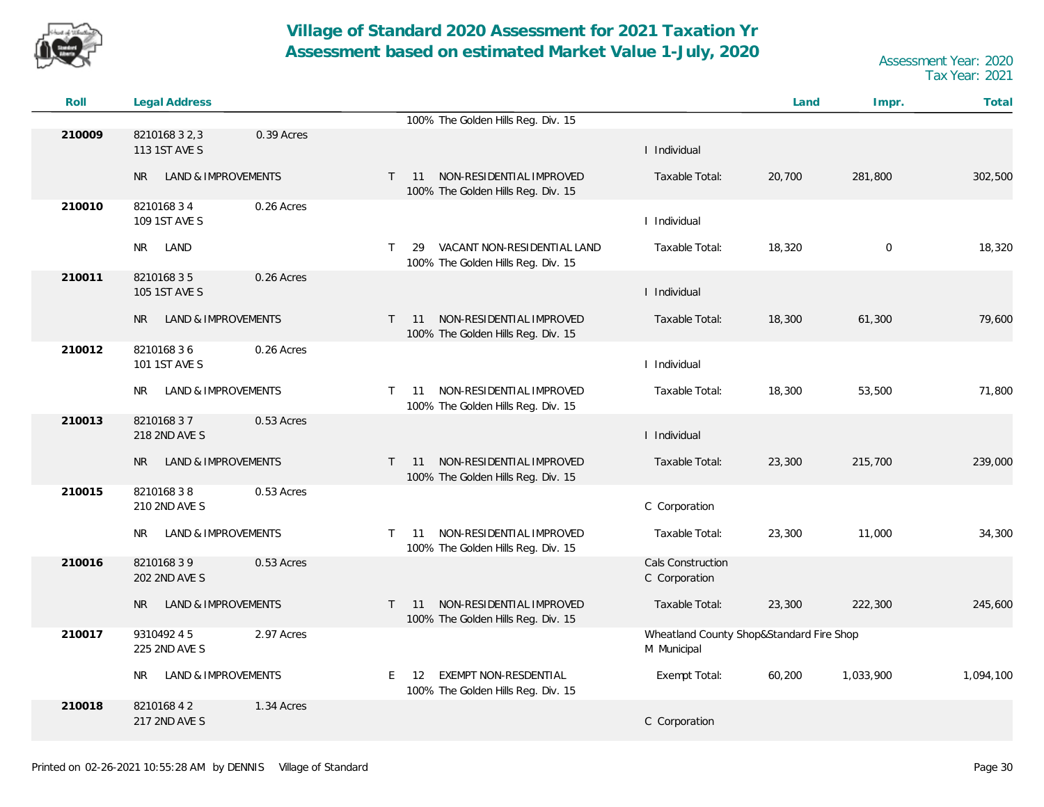# Village of Standard 2020 Assessment for 2021 Taxation Yr
# Assessment based on estimated Market Value 1-July, 2020

Assessment Year: 2020
Tax Year: 2021

| Roll | Legal Address | | | | | Land | Impr. | Total |
|---|---|---|---|---|---|---|---|---|
| | | | | 100% The Golden Hills Reg. Div. 15 | | | | |
| 210009 | 8210168 3 2,3<br>113 1ST AVE S | 0.39 Acres | | | I Individual | | | |
| | NR LAND & IMPROVEMENTS | | T 11 | NON-RESIDENTIAL IMPROVED<br>100% The Golden Hills Reg. Div. 15 | Taxable Total: | 20,700 | 281,800 | 302,500 |
| 210010 | 8210168 3 4<br>109 1ST AVE S | 0.26 Acres | | | I Individual | | | |
| | NR LAND | | T 29 | VACANT NON-RESIDENTIAL LAND<br>100% The Golden Hills Reg. Div. 15 | Taxable Total: | 18,320 | 0 | 18,320 |
| 210011 | 8210168 3 5<br>105 1ST AVE S | 0.26 Acres | | | I Individual | | | |
| | NR LAND & IMPROVEMENTS | | T 11 | NON-RESIDENTIAL IMPROVED<br>100% The Golden Hills Reg. Div. 15 | Taxable Total: | 18,300 | 61,300 | 79,600 |
| 210012 | 8210168 3 6<br>101 1ST AVE S | 0.26 Acres | | | I Individual | | | |
| | NR LAND & IMPROVEMENTS | | T 11 | NON-RESIDENTIAL IMPROVED<br>100% The Golden Hills Reg. Div. 15 | Taxable Total: | 18,300 | 53,500 | 71,800 |
| 210013 | 8210168 3 7<br>218 2ND AVE S | 0.53 Acres | | | I Individual | | | |
| | NR LAND & IMPROVEMENTS | | T 11 | NON-RESIDENTIAL IMPROVED<br>100% The Golden Hills Reg. Div. 15 | Taxable Total: | 23,300 | 215,700 | 239,000 |
| 210015 | 8210168 3 8<br>210 2ND AVE S | 0.53 Acres | | | C Corporation | | | |
| | NR LAND & IMPROVEMENTS | | T 11 | NON-RESIDENTIAL IMPROVED<br>100% The Golden Hills Reg. Div. 15 | Taxable Total: | 23,300 | 11,000 | 34,300 |
| 210016 | 8210168 3 9<br>202 2ND AVE S | 0.53 Acres | | | Cals Construction<br>C Corporation | | | |
| | NR LAND & IMPROVEMENTS | | T 11 | NON-RESIDENTIAL IMPROVED<br>100% The Golden Hills Reg. Div. 15 | Taxable Total: | 23,300 | 222,300 | 245,600 |
| 210017 | 9310492 4 5<br>225 2ND AVE S | 2.97 Acres | | | Wheatland County Shop&Standard Fire Shop<br>M Municipal | | | |
| | NR LAND & IMPROVEMENTS | | E 12 | EXEMPT NON-RESDENTIAL<br>100% The Golden Hills Reg. Div. 15 | Exempt Total: | 60,200 | 1,033,900 | 1,094,100 |
| 210018 | 8210168 4 2<br>217 2ND AVE S | 1.34 Acres | | | C Corporation | | | |

Printed on 02-26-2021 10:55:28 AM by DENNIS Village of Standard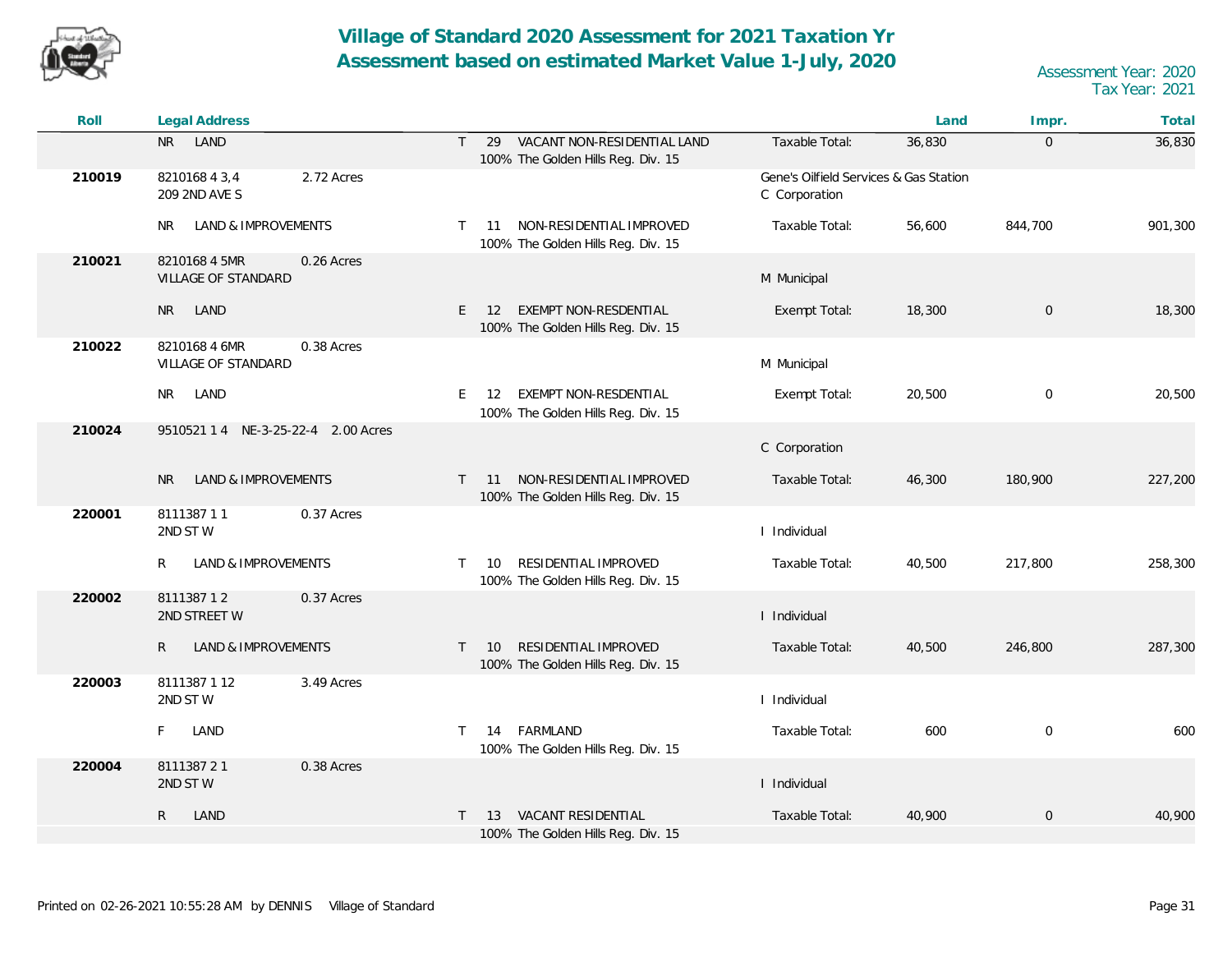# Village of Standard 2020 Assessment for 2021 Taxation Yr
## Assessment based on estimated Market Value 1-July, 2020

Assessment Year: 2020
Tax Year: 2021

| Roll | Legal Address | | | | Land | Impr. | Total |
|---|---|---|---|---|---|---|---|
| | NR LAND | | T 29 VACANT NON-RESIDENTIAL LAND<br>100% The Golden Hills Reg. Div. 15 | Taxable Total: | 36,830 | 0 | 36,830 |
| 210019 | 8210168 4 3,4<br>209 2ND AVE S | 2.72 Acres | | Gene's Oilfield Services & Gas Station<br>C Corporation | | | |
| | NR LAND & IMPROVEMENTS | | T 11 NON-RESIDENTIAL IMPROVED<br>100% The Golden Hills Reg. Div. 15 | Taxable Total: | 56,600 | 844,700 | 901,300 |
| 210021 | 8210168 4 5MR<br>VILLAGE OF STANDARD | 0.26 Acres | | M Municipal | | | |
| | NR LAND | | E 12 EXEMPT NON-RESDENTIAL<br>100% The Golden Hills Reg. Div. 15 | Exempt Total: | 18,300 | 0 | 18,300 |
| 210022 | 8210168 4 6MR<br>VILLAGE OF STANDARD | 0.38 Acres | | M Municipal | | | |
| | NR LAND | | E 12 EXEMPT NON-RESDENTIAL<br>100% The Golden Hills Reg. Div. 15 | Exempt Total: | 20,500 | 0 | 20,500 |
| 210024 | 9510521 1 4 NE-3-25-22-4 | 2.00 Acres | | C Corporation | | | |
| | NR LAND & IMPROVEMENTS | | T 11 NON-RESIDENTIAL IMPROVED<br>100% The Golden Hills Reg. Div. 15 | Taxable Total: | 46,300 | 180,900 | 227,200 |
| 220001 | 8111387 1 1<br>2ND ST W | 0.37 Acres | | I Individual | | | |
| | R LAND & IMPROVEMENTS | | T 10 RESIDENTIAL IMPROVED<br>100% The Golden Hills Reg. Div. 15 | Taxable Total: | 40,500 | 217,800 | 258,300 |
| 220002 | 8111387 1 2<br>2ND STREET W | 0.37 Acres | | I Individual | | | |
| | R LAND & IMPROVEMENTS | | T 10 RESIDENTIAL IMPROVED<br>100% The Golden Hills Reg. Div. 15 | Taxable Total: | 40,500 | 246,800 | 287,300 |
| 220003 | 8111387 1 12<br>2ND ST W | 3.49 Acres | | I Individual | | | |
| | F LAND | | T 14 FARMLAND<br>100% The Golden Hills Reg. Div. 15 | Taxable Total: | 600 | 0 | 600 |
| 220004 | 8111387 2 1<br>2ND ST W | 0.38 Acres | | I Individual | | | |
| | R LAND | | T 13 VACANT RESIDENTIAL<br>100% The Golden Hills Reg. Div. 15 | Taxable Total: | 40,900 | 0 | 40,900 |

Printed on 02-26-2021 10:55:28 AM by DENNIS Village of Standard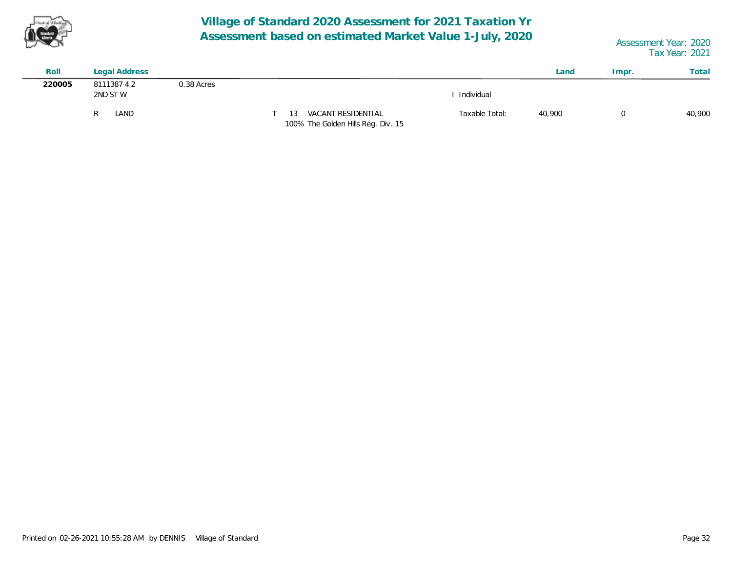# Village of Standard 2020 Assessment for 2021 Taxation Yr
## Assessment based on estimated Market Value 1-July, 2020

Assessment Year: 2020
Tax Year: 2021

| Roll | Legal Address | | | | | Land | Impr. | Total |
|---|---|---|---|---|---|---|---|---|
| **220005** | 8111387 4 2<br>2ND ST W | 0.38 Acres | | | I Individual | | | |
| | R LAND | | T 13 | VACANT RESIDENTIAL<br>100% The Golden Hills Reg. Div. 15 | Taxable Total: | 40,900 | 0 | 40,900 |

Printed on 02-26-2021 10:55:28 AM by DENNIS Village of Standard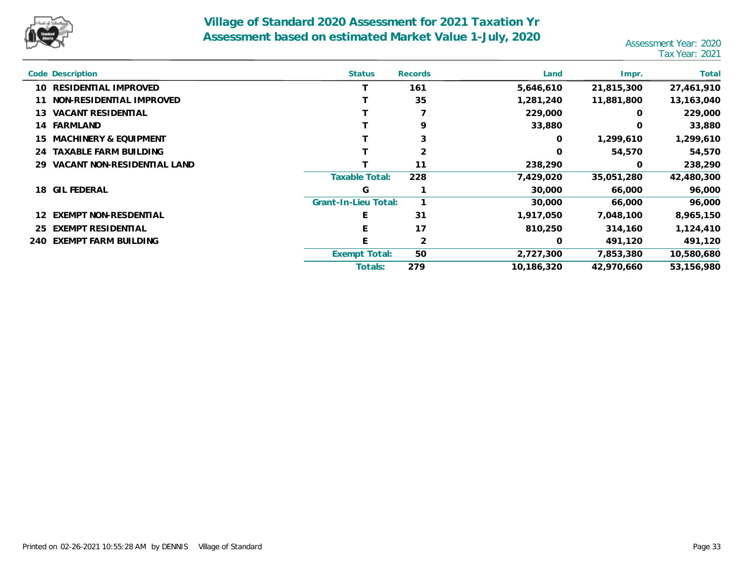# Village of Standard 2020 Assessment for 2021 Taxation Yr

## Assessment based on estimated Market Value 1-July, 2020

Assessment Year: 2020
Tax Year: 2021

| Code | Description | Status | Records | Land | Impr. | Total |
|---|---|---|---|---|---|---|
| 10 | RESIDENTIAL IMPROVED | T | 161 | 5,646,610 | 21,815,300 | 27,461,910 |
| 11 | NON-RESIDENTIAL IMPROVED | T | 35 | 1,281,240 | 11,881,800 | 13,163,040 |
| 13 | VACANT RESIDENTIAL | T | 7 | 229,000 | 0 | 229,000 |
| 14 | FARMLAND | T | 9 | 33,880 | 0 | 33,880 |
| 15 | MACHINERY & EQUIPMENT | T | 3 | 0 | 1,299,610 | 1,299,610 |
| 24 | TAXABLE FARM BUILDING | T | 2 | 0 | 54,570 | 54,570 |
| 29 | VACANT NON-RESIDENTIAL LAND | T | 11 | 238,290 | 0 | 238,290 |
| | | Taxable Total: | 228 | 7,429,020 | 35,051,280 | 42,480,300 |
| 18 | GIL FEDERAL | G | 1 | 30,000 | 66,000 | 96,000 |
| | | Grant-In-Lieu Total: | 1 | 30,000 | 66,000 | 96,000 |
| 12 | EXEMPT NON-RESDENTIAL | E | 31 | 1,917,050 | 7,048,100 | 8,965,150 |
| 25 | EXEMPT RESIDENTIAL | E | 17 | 810,250 | 314,160 | 1,124,410 |
| 240 | EXEMPT FARM BUILDING | E | 2 | 0 | 491,120 | 491,120 |
| | | Exempt Total: | 50 | 2,727,300 | 7,853,380 | 10,580,680 |
| | | Totals: | 279 | 10,186,320 | 42,970,660 | 53,156,980 |

Printed on 02-26-2021 10:55:28 AM by DENNIS Village of Standard